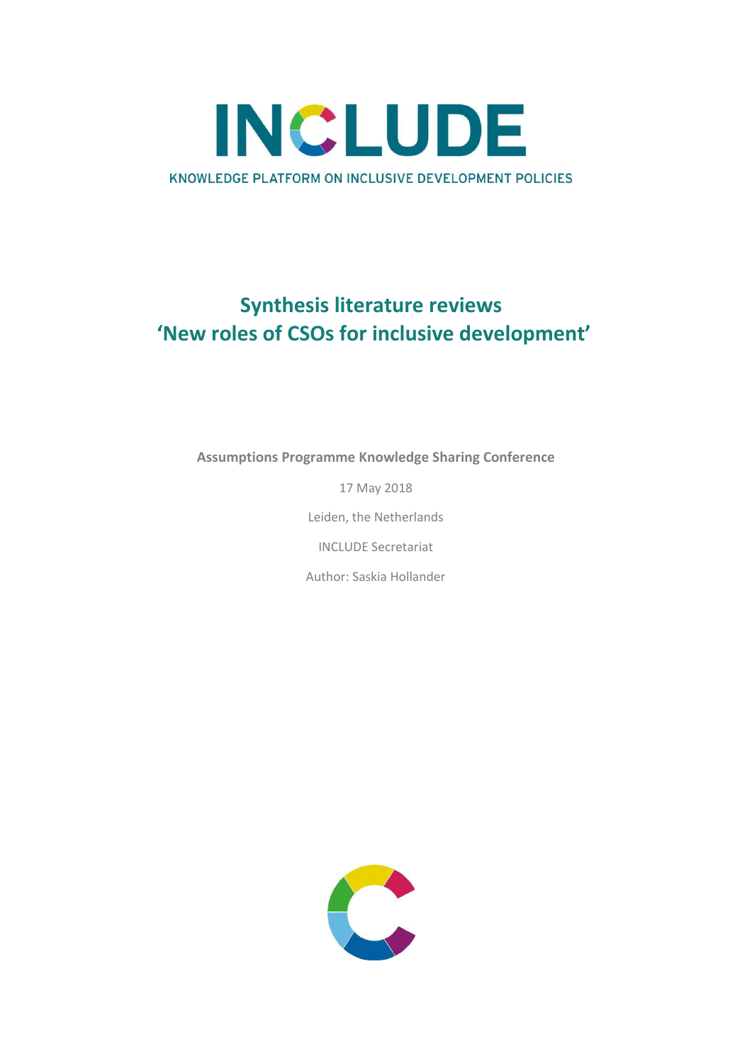# INCLUDE

KNOWLEDGE PLATFORM ON INCLUSIVE DEVELOPMENT POLICIES

# Synthesis literature reviews 'New roles of CSOs for inclusive development'

**Assumptions Programme Knowledge Sharing Conference**

17 May 2018

Leiden, the Netherlands

INCLUDE Secretariat

Author: Saskia Hollander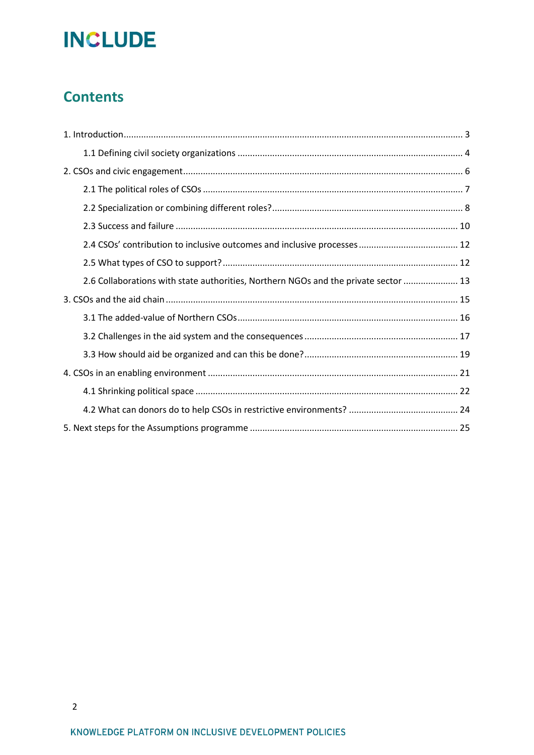## Contents

1. Introduction ..... 3
   - 1.1 Defining civil society organizations ..... 4
2. CSOs and civic engagement ..... 6
   - 2.1 The political roles of CSOs ..... 7
   - 2.2 Specialization or combining different roles? ..... 8
   - 2.3 Success and failure ..... 10
   - 2.4 CSOs' contribution to inclusive outcomes and inclusive processes ..... 12
   - 2.5 What types of CSO to support? ..... 12
   - 2.6 Collaborations with state authorities, Northern NGOs and the private sector ..... 13
3. CSOs and the aid chain ..... 15
   - 3.1 The added-value of Northern CSOs ..... 16
   - 3.2 Challenges in the aid system and the consequences ..... 17
   - 3.3 How should aid be organized and can this be done? ..... 19
4. CSOs in an enabling environment ..... 21
   - 4.1 Shrinking political space ..... 22
   - 4.2 What can donors do to help CSOs in restrictive environments? ..... 24
5. Next steps for the Assumptions programme ..... 25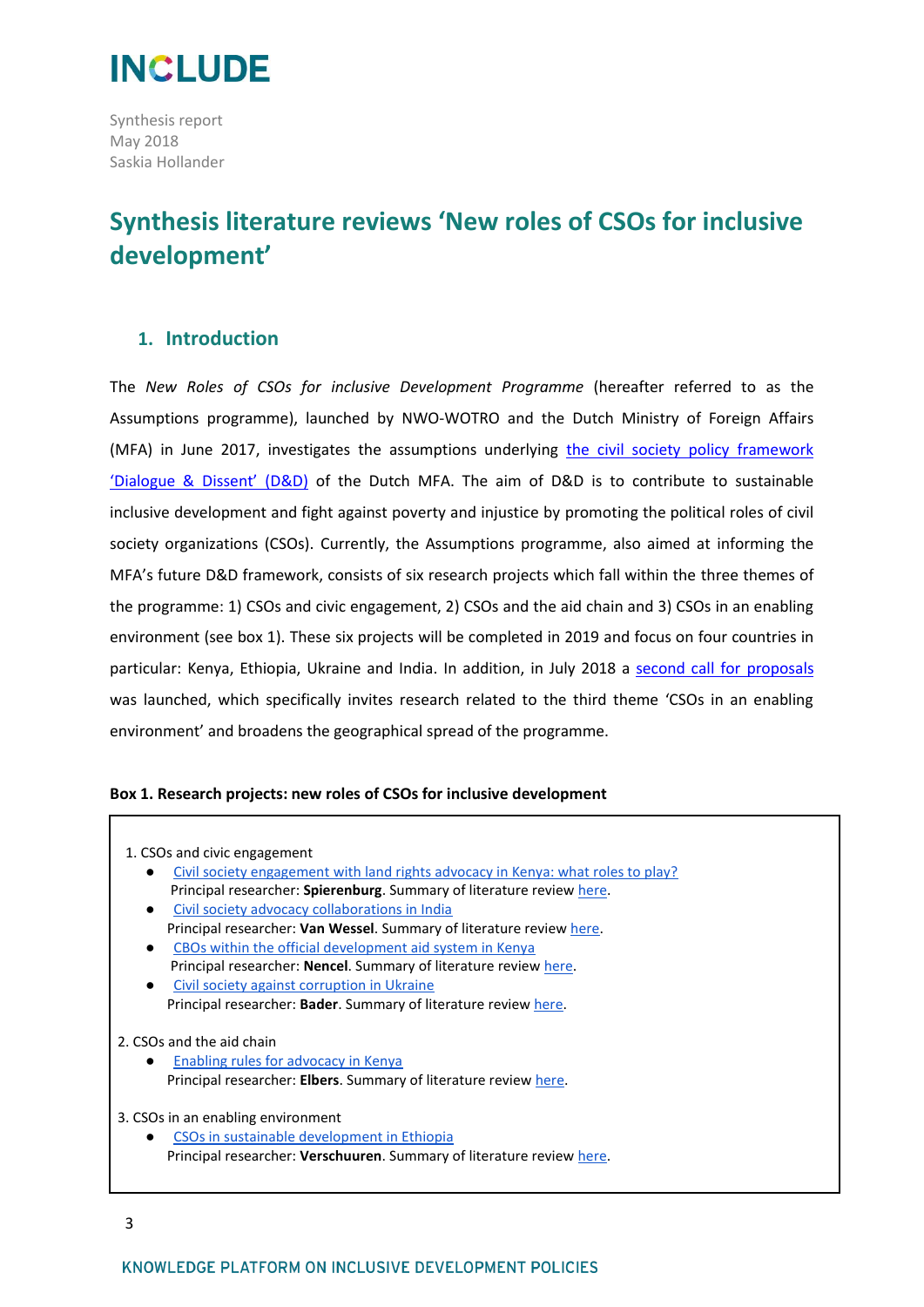# INCLUDE

Synthesis report
May 2018
Saskia Hollander

# Synthesis literature reviews 'New roles of CSOs for inclusive development'

## 1. Introduction

The *New Roles of CSOs for inclusive Development Programme* (hereafter referred to as the Assumptions programme), launched by NWO-WOTRO and the Dutch Ministry of Foreign Affairs (MFA) in June 2017, investigates the assumptions underlying the civil society policy framework 'Dialogue & Dissent' (D&D) of the Dutch MFA. The aim of D&D is to contribute to sustainable inclusive development and fight against poverty and injustice by promoting the political roles of civil society organizations (CSOs). Currently, the Assumptions programme, also aimed at informing the MFA's future D&D framework, consists of six research projects which fall within the three themes of the programme: 1) CSOs and civic engagement, 2) CSOs and the aid chain and 3) CSOs in an enabling environment (see box 1). These six projects will be completed in 2019 and focus on four countries in particular: Kenya, Ethiopia, Ukraine and India. In addition, in July 2018 a second call for proposals was launched, which specifically invites research related to the third theme 'CSOs in an enabling environment' and broadens the geographical spread of the programme.

**Box 1. Research projects: new roles of CSOs for inclusive development**

1. CSOs and civic engagement
   - Civil society engagement with land rights advocacy in Kenya: what roles to play?
     Principal researcher: **Spierenburg**. Summary of literature review here.
   - Civil society advocacy collaborations in India
     Principal researcher: **Van Wessel**. Summary of literature review here.
   - CBOs within the official development aid system in Kenya
     Principal researcher: **Nencel**. Summary of literature review here.
   - Civil society against corruption in Ukraine
     Principal researcher: **Bader**. Summary of literature review here.

2. CSOs and the aid chain
   - Enabling rules for advocacy in Kenya
     Principal researcher: **Elbers**. Summary of literature review here.

3. CSOs in an enabling environment
   - CSOs in sustainable development in Ethiopia
     Principal researcher: **Verschuuren**. Summary of literature review here.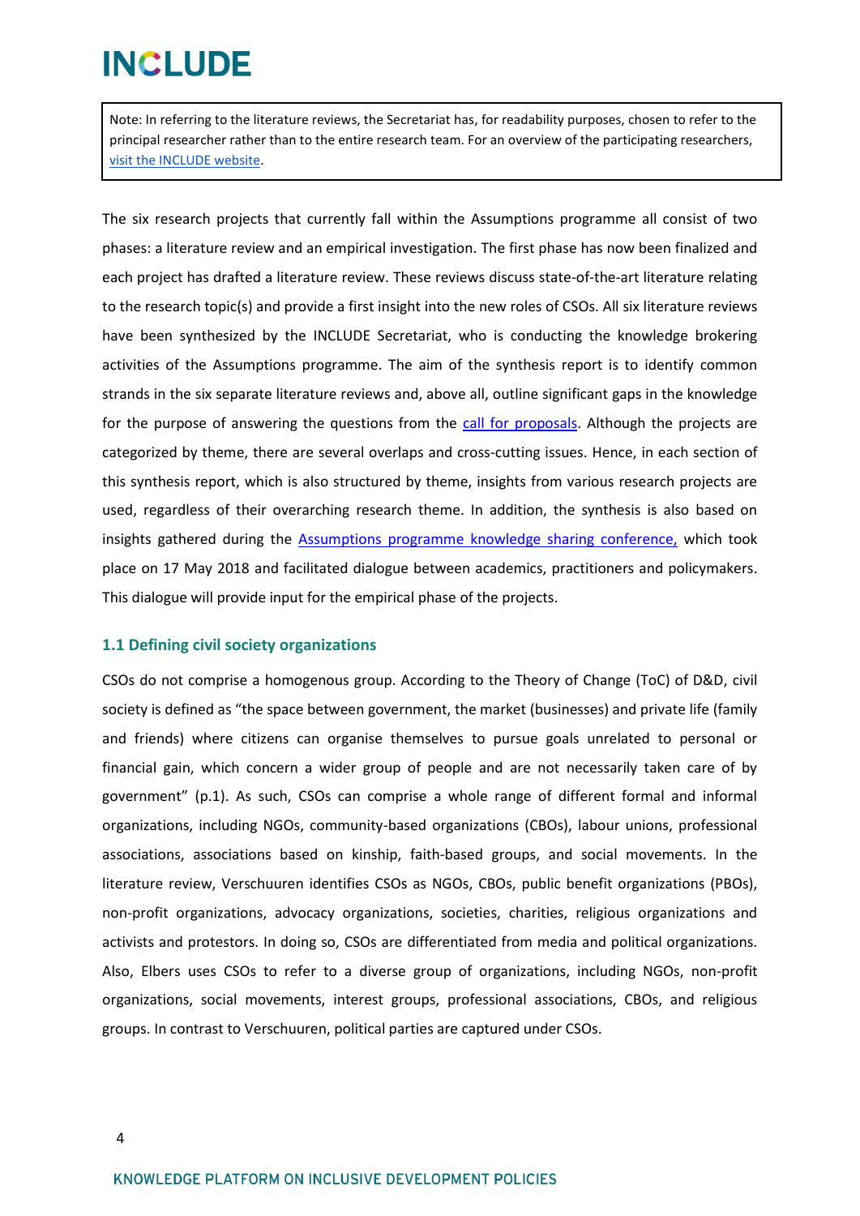Note: In referring to the literature reviews, the Secretariat has, for readability purposes, chosen to refer to the principal researcher rather than to the entire research team. For an overview of the participating researchers, [visit the INCLUDE website](#).

The six research projects that currently fall within the Assumptions programme all consist of two phases: a literature review and an empirical investigation. The first phase has now been finalized and each project has drafted a literature review. These reviews discuss state-of-the-art literature relating to the research topic(s) and provide a first insight into the new roles of CSOs. All six literature reviews have been synthesized by the INCLUDE Secretariat, who is conducting the knowledge brokering activities of the Assumptions programme. The aim of the synthesis report is to identify common strands in the six separate literature reviews and, above all, outline significant gaps in the knowledge for the purpose of answering the questions from the [call for proposals](#). Although the projects are categorized by theme, there are several overlaps and cross-cutting issues. Hence, in each section of this synthesis report, which is also structured by theme, insights from various research projects are used, regardless of their overarching research theme. In addition, the synthesis is also based on insights gathered during the [Assumptions programme knowledge sharing conference,](#) which took place on 17 May 2018 and facilitated dialogue between academics, practitioners and policymakers. This dialogue will provide input for the empirical phase of the projects.

### 1.1 Defining civil society organizations

CSOs do not comprise a homogenous group. According to the Theory of Change (ToC) of D&D, civil society is defined as "the space between government, the market (businesses) and private life (family and friends) where citizens can organise themselves to pursue goals unrelated to personal or financial gain, which concern a wider group of people and are not necessarily taken care of by government" (p.1). As such, CSOs can comprise a whole range of different formal and informal organizations, including NGOs, community-based organizations (CBOs), labour unions, professional associations, associations based on kinship, faith-based groups, and social movements. In the literature review, Verschuuren identifies CSOs as NGOs, CBOs, public benefit organizations (PBOs), non-profit organizations, advocacy organizations, societies, charities, religious organizations and activists and protestors. In doing so, CSOs are differentiated from media and political organizations. Also, Elbers uses CSOs to refer to a diverse group of organizations, including NGOs, non-profit organizations, social movements, interest groups, professional associations, CBOs, and religious groups. In contrast to Verschuuren, political parties are captured under CSOs.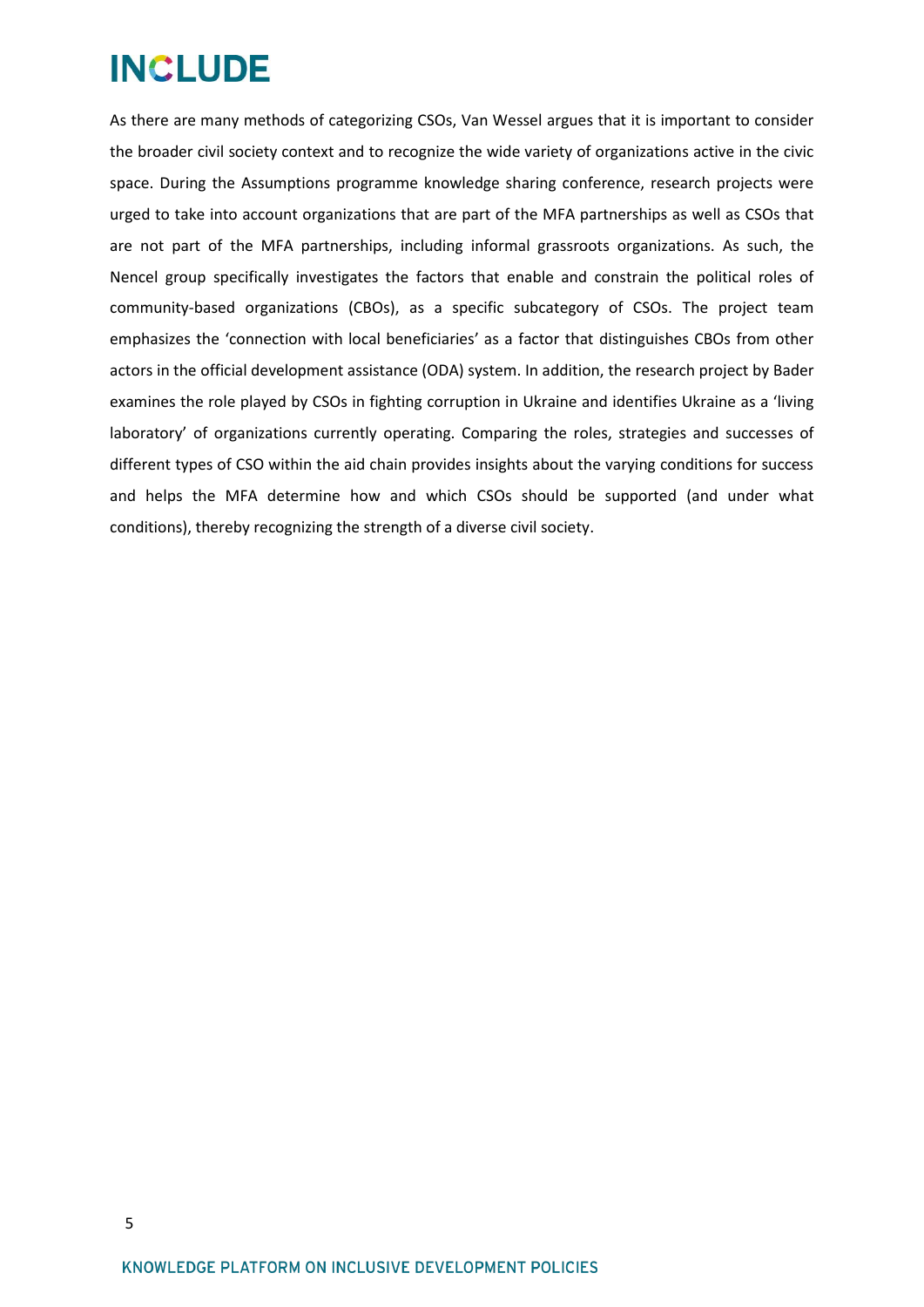As there are many methods of categorizing CSOs, Van Wessel argues that it is important to consider the broader civil society context and to recognize the wide variety of organizations active in the civic space. During the Assumptions programme knowledge sharing conference, research projects were urged to take into account organizations that are part of the MFA partnerships as well as CSOs that are not part of the MFA partnerships, including informal grassroots organizations. As such, the Nencel group specifically investigates the factors that enable and constrain the political roles of community-based organizations (CBOs), as a specific subcategory of CSOs. The project team emphasizes the 'connection with local beneficiaries' as a factor that distinguishes CBOs from other actors in the official development assistance (ODA) system. In addition, the research project by Bader examines the role played by CSOs in fighting corruption in Ukraine and identifies Ukraine as a 'living laboratory' of organizations currently operating. Comparing the roles, strategies and successes of different types of CSO within the aid chain provides insights about the varying conditions for success and helps the MFA determine how and which CSOs should be supported (and under what conditions), thereby recognizing the strength of a diverse civil society.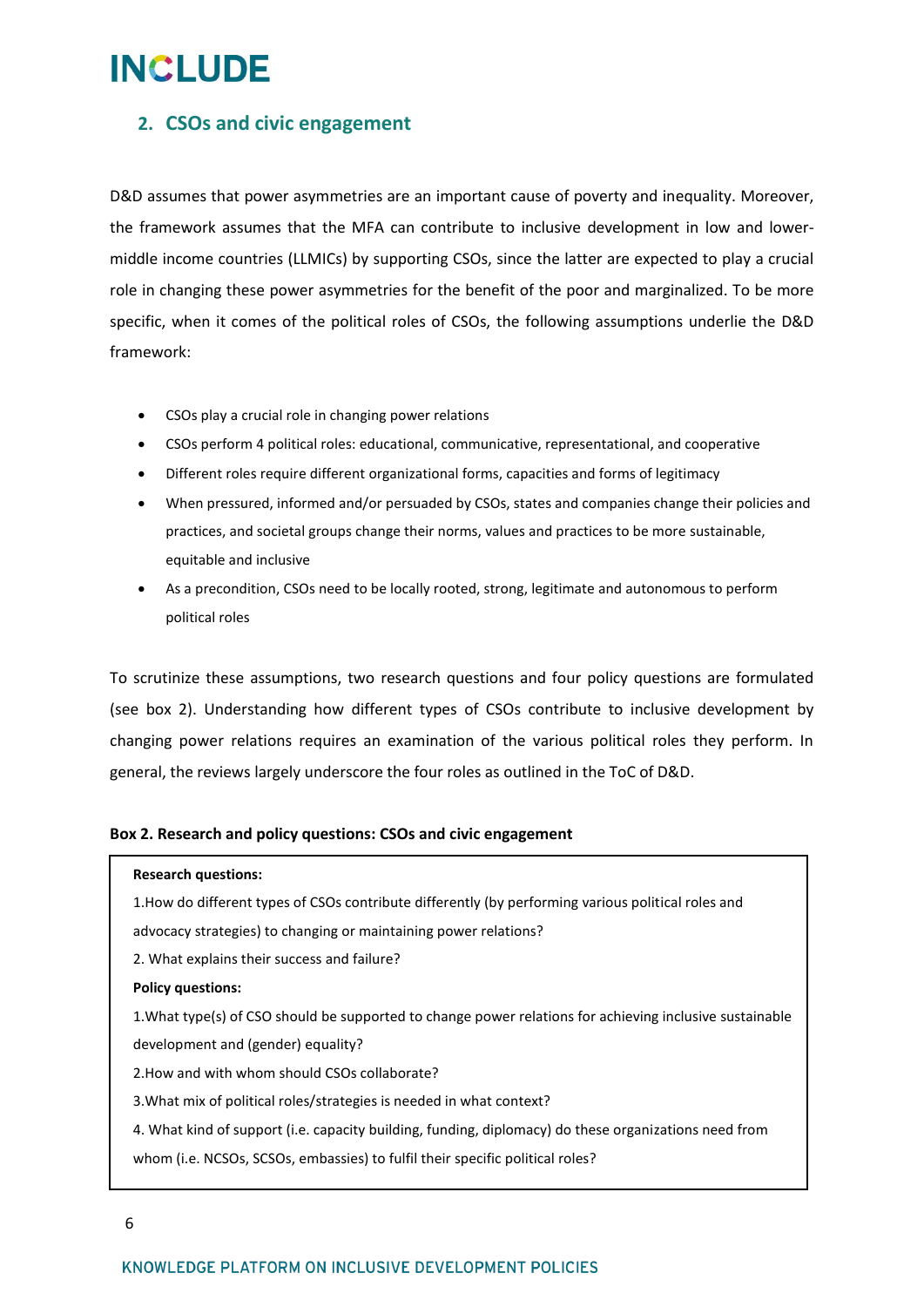## 2. CSOs and civic engagement

D&D assumes that power asymmetries are an important cause of poverty and inequality. Moreover, the framework assumes that the MFA can contribute to inclusive development in low and lower-middle income countries (LLMICs) by supporting CSOs, since the latter are expected to play a crucial role in changing these power asymmetries for the benefit of the poor and marginalized. To be more specific, when it comes of the political roles of CSOs, the following assumptions underlie the D&D framework:

- CSOs play a crucial role in changing power relations
- CSOs perform 4 political roles: educational, communicative, representational, and cooperative
- Different roles require different organizational forms, capacities and forms of legitimacy
- When pressured, informed and/or persuaded by CSOs, states and companies change their policies and practices, and societal groups change their norms, values and practices to be more sustainable, equitable and inclusive
- As a precondition, CSOs need to be locally rooted, strong, legitimate and autonomous to perform political roles

To scrutinize these assumptions, two research questions and four policy questions are formulated (see box 2). Understanding how different types of CSOs contribute to inclusive development by changing power relations requires an examination of the various political roles they perform. In general, the reviews largely underscore the four roles as outlined in the ToC of D&D.

**Box 2. Research and policy questions: CSOs and civic engagement**

**Research questions:**

1.How do different types of CSOs contribute differently (by performing various political roles and advocacy strategies) to changing or maintaining power relations?

2. What explains their success and failure?

**Policy questions:**

1.What type(s) of CSO should be supported to change power relations for achieving inclusive sustainable development and (gender) equality?

2.How and with whom should CSOs collaborate?

3.What mix of political roles/strategies is needed in what context?

4. What kind of support (i.e. capacity building, funding, diplomacy) do these organizations need from whom (i.e. NCSOs, SCSOs, embassies) to fulfil their specific political roles?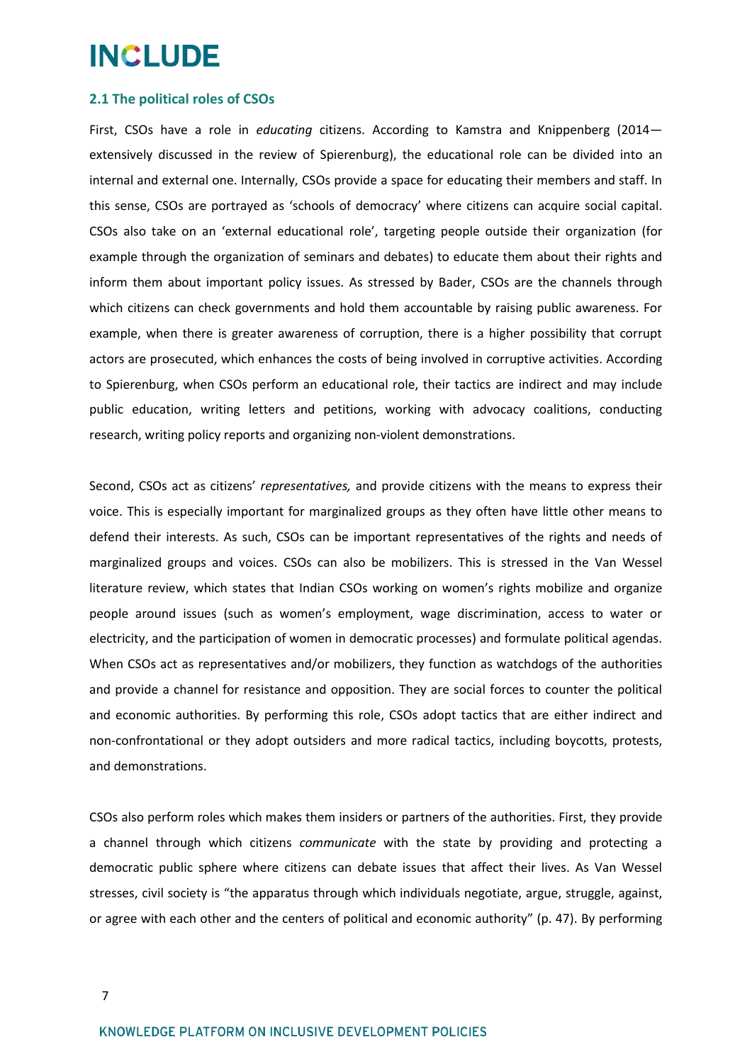### 2.1 The political roles of CSOs

First, CSOs have a role in *educating* citizens. According to Kamstra and Knippenberg (2014—extensively discussed in the review of Spierenburg), the educational role can be divided into an internal and external one. Internally, CSOs provide a space for educating their members and staff. In this sense, CSOs are portrayed as 'schools of democracy' where citizens can acquire social capital. CSOs also take on an 'external educational role', targeting people outside their organization (for example through the organization of seminars and debates) to educate them about their rights and inform them about important policy issues. As stressed by Bader, CSOs are the channels through which citizens can check governments and hold them accountable by raising public awareness. For example, when there is greater awareness of corruption, there is a higher possibility that corrupt actors are prosecuted, which enhances the costs of being involved in corruptive activities. According to Spierenburg, when CSOs perform an educational role, their tactics are indirect and may include public education, writing letters and petitions, working with advocacy coalitions, conducting research, writing policy reports and organizing non-violent demonstrations.

Second, CSOs act as citizens' *representatives,* and provide citizens with the means to express their voice. This is especially important for marginalized groups as they often have little other means to defend their interests. As such, CSOs can be important representatives of the rights and needs of marginalized groups and voices. CSOs can also be mobilizers. This is stressed in the Van Wessel literature review, which states that Indian CSOs working on women's rights mobilize and organize people around issues (such as women's employment, wage discrimination, access to water or electricity, and the participation of women in democratic processes) and formulate political agendas. When CSOs act as representatives and/or mobilizers, they function as watchdogs of the authorities and provide a channel for resistance and opposition. They are social forces to counter the political and economic authorities. By performing this role, CSOs adopt tactics that are either indirect and non-confrontational or they adopt outsiders and more radical tactics, including boycotts, protests, and demonstrations.

CSOs also perform roles which makes them insiders or partners of the authorities. First, they provide a channel through which citizens *communicate* with the state by providing and protecting a democratic public sphere where citizens can debate issues that affect their lives. As Van Wessel stresses, civil society is "the apparatus through which individuals negotiate, argue, struggle, against, or agree with each other and the centers of political and economic authority" (p. 47). By performing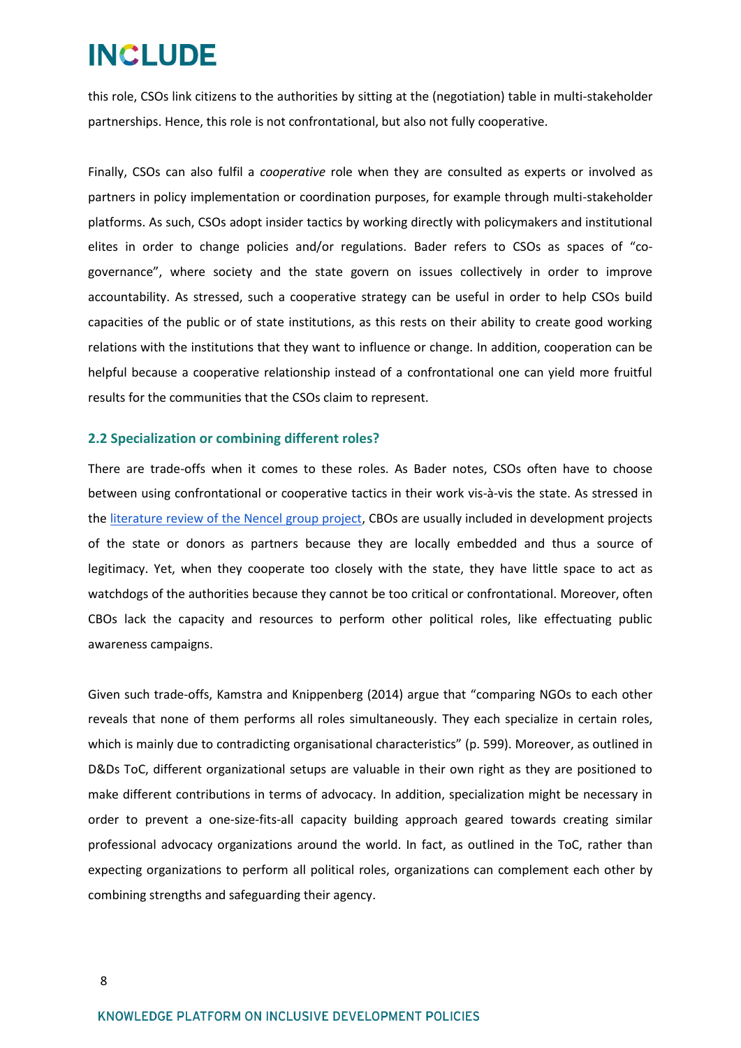this role, CSOs link citizens to the authorities by sitting at the (negotiation) table in multi-stakeholder partnerships. Hence, this role is not confrontational, but also not fully cooperative.

Finally, CSOs can also fulfil a *cooperative* role when they are consulted as experts or involved as partners in policy implementation or coordination purposes, for example through multi-stakeholder platforms. As such, CSOs adopt insider tactics by working directly with policymakers and institutional elites in order to change policies and/or regulations. Bader refers to CSOs as spaces of "co-governance", where society and the state govern on issues collectively in order to improve accountability. As stressed, such a cooperative strategy can be useful in order to help CSOs build capacities of the public or of state institutions, as this rests on their ability to create good working relations with the institutions that they want to influence or change. In addition, cooperation can be helpful because a cooperative relationship instead of a confrontational one can yield more fruitful results for the communities that the CSOs claim to represent.

### 2.2 Specialization or combining different roles?

There are trade-offs when it comes to these roles. As Bader notes, CSOs often have to choose between using confrontational or cooperative tactics in their work vis-à-vis the state. As stressed in the literature review of the Nencel group project, CBOs are usually included in development projects of the state or donors as partners because they are locally embedded and thus a source of legitimacy. Yet, when they cooperate too closely with the state, they have little space to act as watchdogs of the authorities because they cannot be too critical or confrontational. Moreover, often CBOs lack the capacity and resources to perform other political roles, like effectuating public awareness campaigns.

Given such trade-offs, Kamstra and Knippenberg (2014) argue that "comparing NGOs to each other reveals that none of them performs all roles simultaneously. They each specialize in certain roles, which is mainly due to contradicting organisational characteristics" (p. 599). Moreover, as outlined in D&Ds ToC, different organizational setups are valuable in their own right as they are positioned to make different contributions in terms of advocacy. In addition, specialization might be necessary in order to prevent a one-size-fits-all capacity building approach geared towards creating similar professional advocacy organizations around the world. In fact, as outlined in the ToC, rather than expecting organizations to perform all political roles, organizations can complement each other by combining strengths and safeguarding their agency.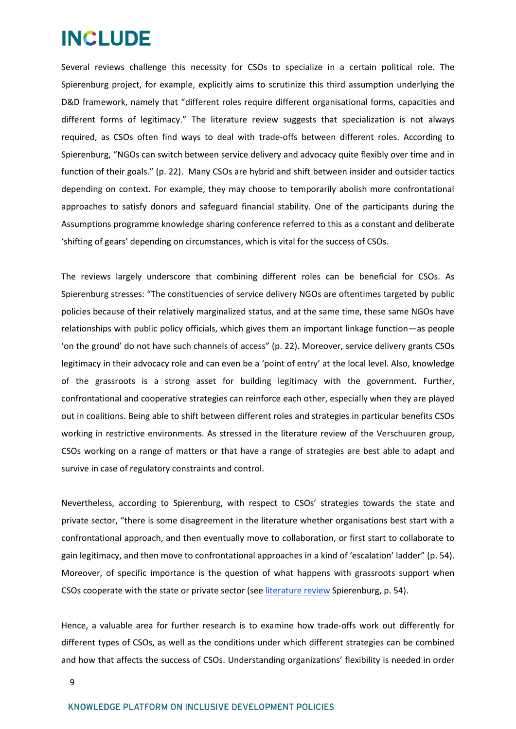Several reviews challenge this necessity for CSOs to specialize in a certain political role. The Spierenburg project, for example, explicitly aims to scrutinize this third assumption underlying the D&D framework, namely that "different roles require different organisational forms, capacities and different forms of legitimacy." The literature review suggests that specialization is not always required, as CSOs often find ways to deal with trade-offs between different roles. According to Spierenburg, "NGOs can switch between service delivery and advocacy quite flexibly over time and in function of their goals." (p. 22). Many CSOs are hybrid and shift between insider and outsider tactics depending on context. For example, they may choose to temporarily abolish more confrontational approaches to satisfy donors and safeguard financial stability. One of the participants during the Assumptions programme knowledge sharing conference referred to this as a constant and deliberate 'shifting of gears' depending on circumstances, which is vital for the success of CSOs.

The reviews largely underscore that combining different roles can be beneficial for CSOs. As Spierenburg stresses: "The constituencies of service delivery NGOs are oftentimes targeted by public policies because of their relatively marginalized status, and at the same time, these same NGOs have relationships with public policy officials, which gives them an important linkage function—as people 'on the ground' do not have such channels of access" (p. 22). Moreover, service delivery grants CSOs legitimacy in their advocacy role and can even be a 'point of entry' at the local level. Also, knowledge of the grassroots is a strong asset for building legitimacy with the government. Further, confrontational and cooperative strategies can reinforce each other, especially when they are played out in coalitions. Being able to shift between different roles and strategies in particular benefits CSOs working in restrictive environments. As stressed in the literature review of the Verschuuren group, CSOs working on a range of matters or that have a range of strategies are best able to adapt and survive in case of regulatory constraints and control.

Nevertheless, according to Spierenburg, with respect to CSOs' strategies towards the state and private sector, "there is some disagreement in the literature whether organisations best start with a confrontational approach, and then eventually move to collaboration, or first start to collaborate to gain legitimacy, and then move to confrontational approaches in a kind of 'escalation' ladder" (p. 54). Moreover, of specific importance is the question of what happens with grassroots support when CSOs cooperate with the state or private sector (see literature review Spierenburg, p. 54).

Hence, a valuable area for further research is to examine how trade-offs work out differently for different types of CSOs, as well as the conditions under which different strategies can be combined and how that affects the success of CSOs. Understanding organizations' flexibility is needed in order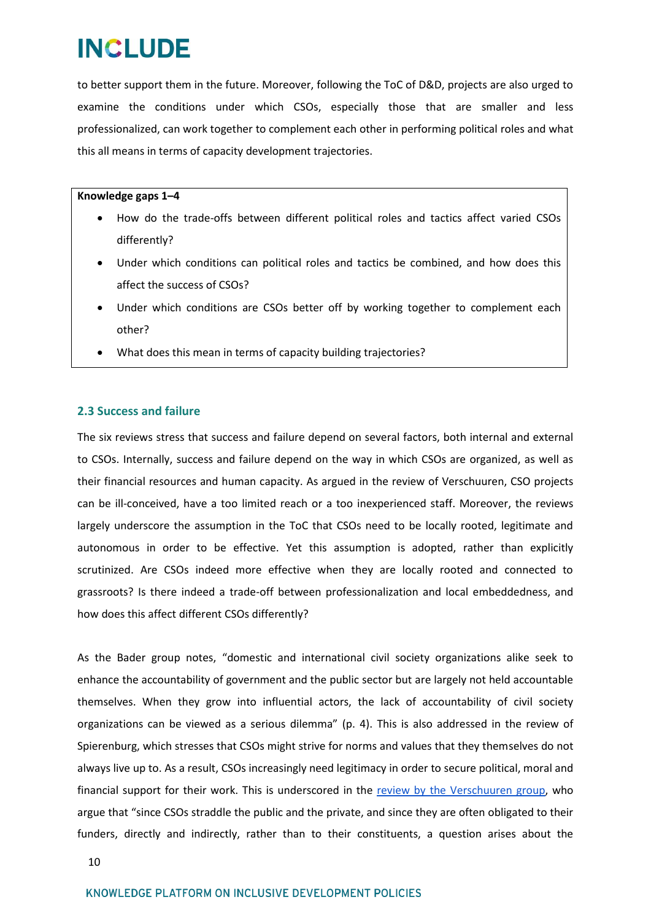to better support them in the future. Moreover, following the ToC of D&D, projects are also urged to examine the conditions under which CSOs, especially those that are smaller and less professionalized, can work together to complement each other in performing political roles and what this all means in terms of capacity development trajectories.

> **Knowledge gaps 1–4**
>
> - How do the trade-offs between different political roles and tactics affect varied CSOs differently?
> - Under which conditions can political roles and tactics be combined, and how does this affect the success of CSOs?
> - Under which conditions are CSOs better off by working together to complement each other?
> - What does this mean in terms of capacity building trajectories?

## 2.3 Success and failure

The six reviews stress that success and failure depend on several factors, both internal and external to CSOs. Internally, success and failure depend on the way in which CSOs are organized, as well as their financial resources and human capacity. As argued in the review of Verschuuren, CSO projects can be ill-conceived, have a too limited reach or a too inexperienced staff. Moreover, the reviews largely underscore the assumption in the ToC that CSOs need to be locally rooted, legitimate and autonomous in order to be effective. Yet this assumption is adopted, rather than explicitly scrutinized. Are CSOs indeed more effective when they are locally rooted and connected to grassroots? Is there indeed a trade-off between professionalization and local embeddedness, and how does this affect different CSOs differently?

As the Bader group notes, "domestic and international civil society organizations alike seek to enhance the accountability of government and the public sector but are largely not held accountable themselves. When they grow into influential actors, the lack of accountability of civil society organizations can be viewed as a serious dilemma" (p. 4). This is also addressed in the review of Spierenburg, which stresses that CSOs might strive for norms and values that they themselves do not always live up to. As a result, CSOs increasingly need legitimacy in order to secure political, moral and financial support for their work. This is underscored in the review by the Verschuuren group, who argue that "since CSOs straddle the public and the private, and since they are often obligated to their funders, directly and indirectly, rather than to their constituents, a question arises about the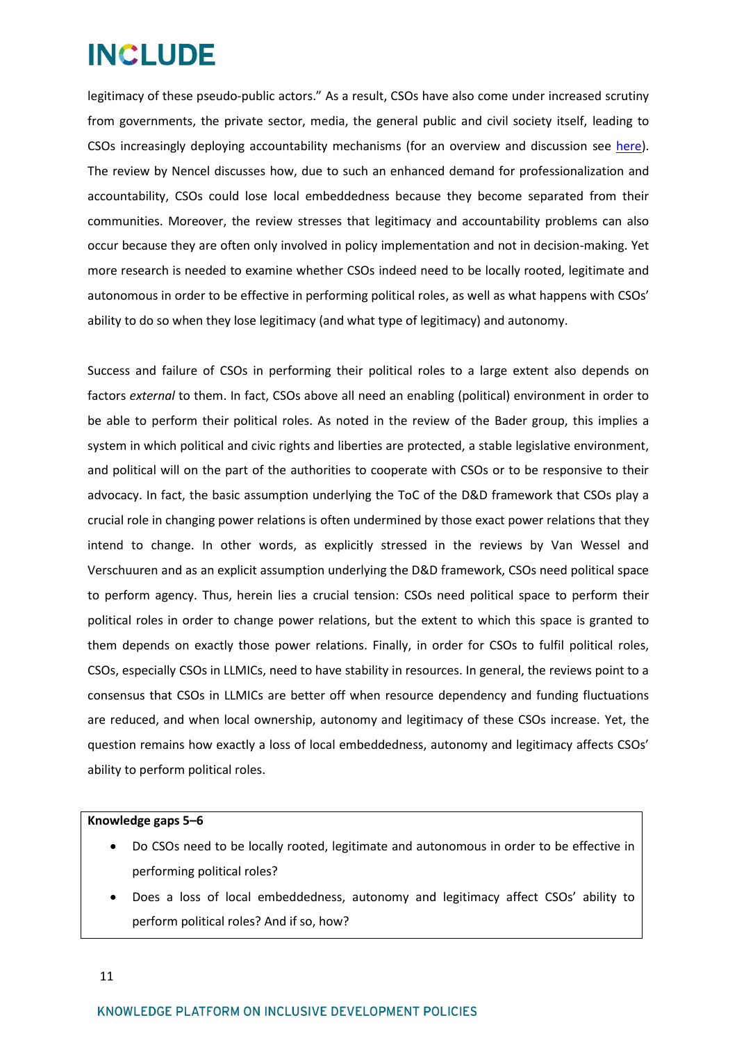legitimacy of these pseudo-public actors." As a result, CSOs have also come under increased scrutiny from governments, the private sector, media, the general public and civil society itself, leading to CSOs increasingly deploying accountability mechanisms (for an overview and discussion see here). The review by Nencel discusses how, due to such an enhanced demand for professionalization and accountability, CSOs could lose local embeddedness because they become separated from their communities. Moreover, the review stresses that legitimacy and accountability problems can also occur because they are often only involved in policy implementation and not in decision-making. Yet more research is needed to examine whether CSOs indeed need to be locally rooted, legitimate and autonomous in order to be effective in performing political roles, as well as what happens with CSOs' ability to do so when they lose legitimacy (and what type of legitimacy) and autonomy.

Success and failure of CSOs in performing their political roles to a large extent also depends on factors *external* to them. In fact, CSOs above all need an enabling (political) environment in order to be able to perform their political roles. As noted in the review of the Bader group, this implies a system in which political and civic rights and liberties are protected, a stable legislative environment, and political will on the part of the authorities to cooperate with CSOs or to be responsive to their advocacy. In fact, the basic assumption underlying the ToC of the D&D framework that CSOs play a crucial role in changing power relations is often undermined by those exact power relations that they intend to change. In other words, as explicitly stressed in the reviews by Van Wessel and Verschuuren and as an explicit assumption underlying the D&D framework, CSOs need political space to perform agency. Thus, herein lies a crucial tension: CSOs need political space to perform their political roles in order to change power relations, but the extent to which this space is granted to them depends on exactly those power relations. Finally, in order for CSOs to fulfil political roles, CSOs, especially CSOs in LLMICs, need to have stability in resources. In general, the reviews point to a consensus that CSOs in LLMICs are better off when resource dependency and funding fluctuations are reduced, and when local ownership, autonomy and legitimacy of these CSOs increase. Yet, the question remains how exactly a loss of local embeddedness, autonomy and legitimacy affects CSOs' ability to perform political roles.

**Knowledge gaps 5–6**

- Do CSOs need to be locally rooted, legitimate and autonomous in order to be effective in performing political roles?
- Does a loss of local embeddedness, autonomy and legitimacy affect CSOs' ability to perform political roles? And if so, how?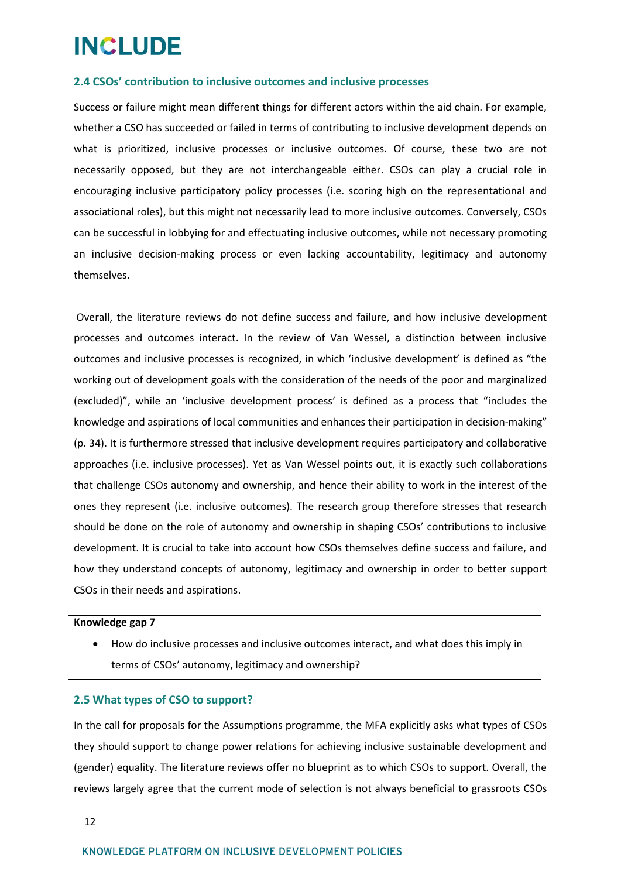## 2.4 CSOs' contribution to inclusive outcomes and inclusive processes

Success or failure might mean different things for different actors within the aid chain. For example, whether a CSO has succeeded or failed in terms of contributing to inclusive development depends on what is prioritized, inclusive processes or inclusive outcomes. Of course, these two are not necessarily opposed, but they are not interchangeable either. CSOs can play a crucial role in encouraging inclusive participatory policy processes (i.e. scoring high on the representational and associational roles), but this might not necessarily lead to more inclusive outcomes. Conversely, CSOs can be successful in lobbying for and effectuating inclusive outcomes, while not necessary promoting an inclusive decision-making process or even lacking accountability, legitimacy and autonomy themselves.

Overall, the literature reviews do not define success and failure, and how inclusive development processes and outcomes interact. In the review of Van Wessel, a distinction between inclusive outcomes and inclusive processes is recognized, in which 'inclusive development' is defined as "the working out of development goals with the consideration of the needs of the poor and marginalized (excluded)", while an 'inclusive development process' is defined as a process that "includes the knowledge and aspirations of local communities and enhances their participation in decision-making" (p. 34). It is furthermore stressed that inclusive development requires participatory and collaborative approaches (i.e. inclusive processes). Yet as Van Wessel points out, it is exactly such collaborations that challenge CSOs autonomy and ownership, and hence their ability to work in the interest of the ones they represent (i.e. inclusive outcomes). The research group therefore stresses that research should be done on the role of autonomy and ownership in shaping CSOs' contributions to inclusive development. It is crucial to take into account how CSOs themselves define success and failure, and how they understand concepts of autonomy, legitimacy and ownership in order to better support CSOs in their needs and aspirations.

**Knowledge gap 7**

- How do inclusive processes and inclusive outcomes interact, and what does this imply in terms of CSOs' autonomy, legitimacy and ownership?

## 2.5 What types of CSO to support?

In the call for proposals for the Assumptions programme, the MFA explicitly asks what types of CSOs they should support to change power relations for achieving inclusive sustainable development and (gender) equality. The literature reviews offer no blueprint as to which CSOs to support. Overall, the reviews largely agree that the current mode of selection is not always beneficial to grassroots CSOs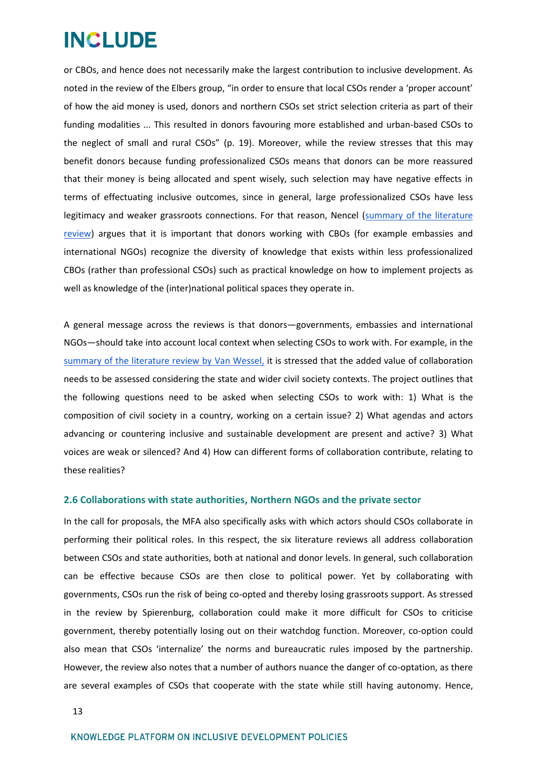or CBOs, and hence does not necessarily make the largest contribution to inclusive development. As noted in the review of the Elbers group, "in order to ensure that local CSOs render a 'proper account' of how the aid money is used, donors and northern CSOs set strict selection criteria as part of their funding modalities ... This resulted in donors favouring more established and urban-based CSOs to the neglect of small and rural CSOs" (p. 19). Moreover, while the review stresses that this may benefit donors because funding professionalized CSOs means that donors can be more reassured that their money is being allocated and spent wisely, such selection may have negative effects in terms of effectuating inclusive outcomes, since in general, large professionalized CSOs have less legitimacy and weaker grassroots connections. For that reason, Nencel (summary of the literature review) argues that it is important that donors working with CBOs (for example embassies and international NGOs) recognize the diversity of knowledge that exists within less professionalized CBOs (rather than professional CSOs) such as practical knowledge on how to implement projects as well as knowledge of the (inter)national political spaces they operate in.

A general message across the reviews is that donors—governments, embassies and international NGOs—should take into account local context when selecting CSOs to work with. For example, in the summary of the literature review by Van Wessel, it is stressed that the added value of collaboration needs to be assessed considering the state and wider civil society contexts. The project outlines that the following questions need to be asked when selecting CSOs to work with: 1) What is the composition of civil society in a country, working on a certain issue? 2) What agendas and actors advancing or countering inclusive and sustainable development are present and active? 3) What voices are weak or silenced? And 4) How can different forms of collaboration contribute, relating to these realities?

### 2.6 Collaborations with state authorities, Northern NGOs and the private sector

In the call for proposals, the MFA also specifically asks with which actors should CSOs collaborate in performing their political roles. In this respect, the six literature reviews all address collaboration between CSOs and state authorities, both at national and donor levels. In general, such collaboration can be effective because CSOs are then close to political power. Yet by collaborating with governments, CSOs run the risk of being co-opted and thereby losing grassroots support. As stressed in the review by Spierenburg, collaboration could make it more difficult for CSOs to criticise government, thereby potentially losing out on their watchdog function. Moreover, co-option could also mean that CSOs 'internalize' the norms and bureaucratic rules imposed by the partnership. However, the review also notes that a number of authors nuance the danger of co-optation, as there are several examples of CSOs that cooperate with the state while still having autonomy. Hence,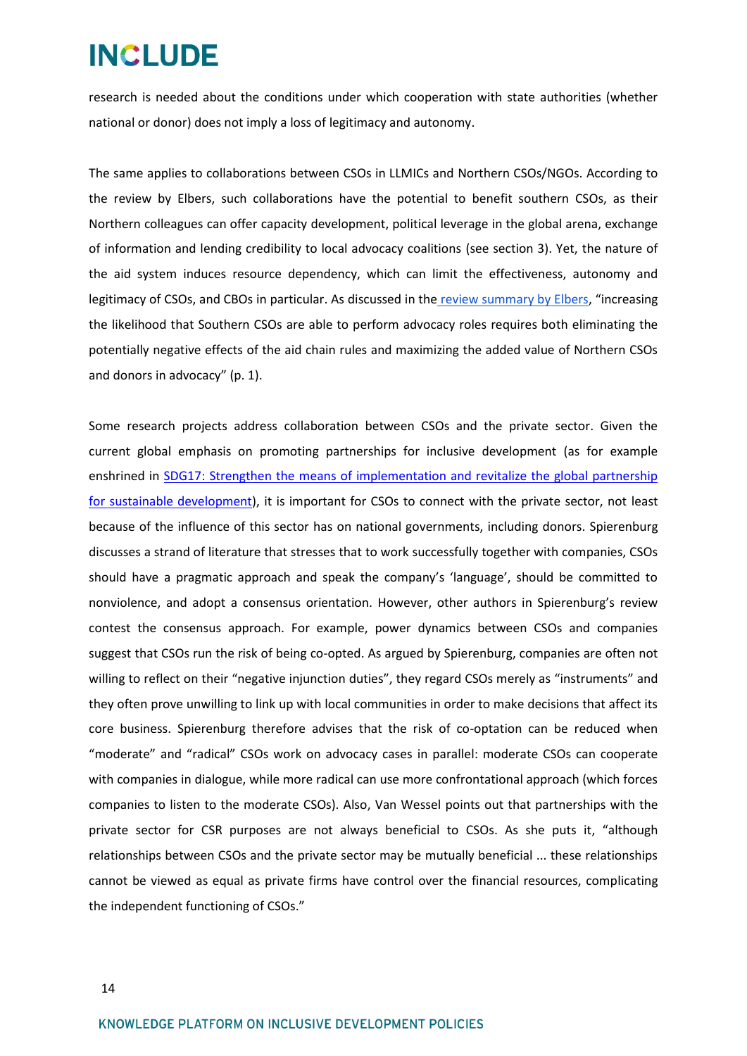research is needed about the conditions under which cooperation with state authorities (whether national or donor) does not imply a loss of legitimacy and autonomy.

The same applies to collaborations between CSOs in LLMICs and Northern CSOs/NGOs. According to the review by Elbers, such collaborations have the potential to benefit southern CSOs, as their Northern colleagues can offer capacity development, political leverage in the global arena, exchange of information and lending credibility to local advocacy coalitions (see section 3). Yet, the nature of the aid system induces resource dependency, which can limit the effectiveness, autonomy and legitimacy of CSOs, and CBOs in particular. As discussed in the review summary by Elbers, "increasing the likelihood that Southern CSOs are able to perform advocacy roles requires both eliminating the potentially negative effects of the aid chain rules and maximizing the added value of Northern CSOs and donors in advocacy" (p. 1).

Some research projects address collaboration between CSOs and the private sector. Given the current global emphasis on promoting partnerships for inclusive development (as for example enshrined in SDG17: Strengthen the means of implementation and revitalize the global partnership for sustainable development), it is important for CSOs to connect with the private sector, not least because of the influence of this sector has on national governments, including donors. Spierenburg discusses a strand of literature that stresses that to work successfully together with companies, CSOs should have a pragmatic approach and speak the company's 'language', should be committed to nonviolence, and adopt a consensus orientation. However, other authors in Spierenburg's review contest the consensus approach. For example, power dynamics between CSOs and companies suggest that CSOs run the risk of being co-opted. As argued by Spierenburg, companies are often not willing to reflect on their "negative injunction duties", they regard CSOs merely as "instruments" and they often prove unwilling to link up with local communities in order to make decisions that affect its core business. Spierenburg therefore advises that the risk of co-optation can be reduced when "moderate" and "radical" CSOs work on advocacy cases in parallel: moderate CSOs can cooperate with companies in dialogue, while more radical can use more confrontational approach (which forces companies to listen to the moderate CSOs). Also, Van Wessel points out that partnerships with the private sector for CSR purposes are not always beneficial to CSOs. As she puts it, "although relationships between CSOs and the private sector may be mutually beneficial ... these relationships cannot be viewed as equal as private firms have control over the financial resources, complicating the independent functioning of CSOs."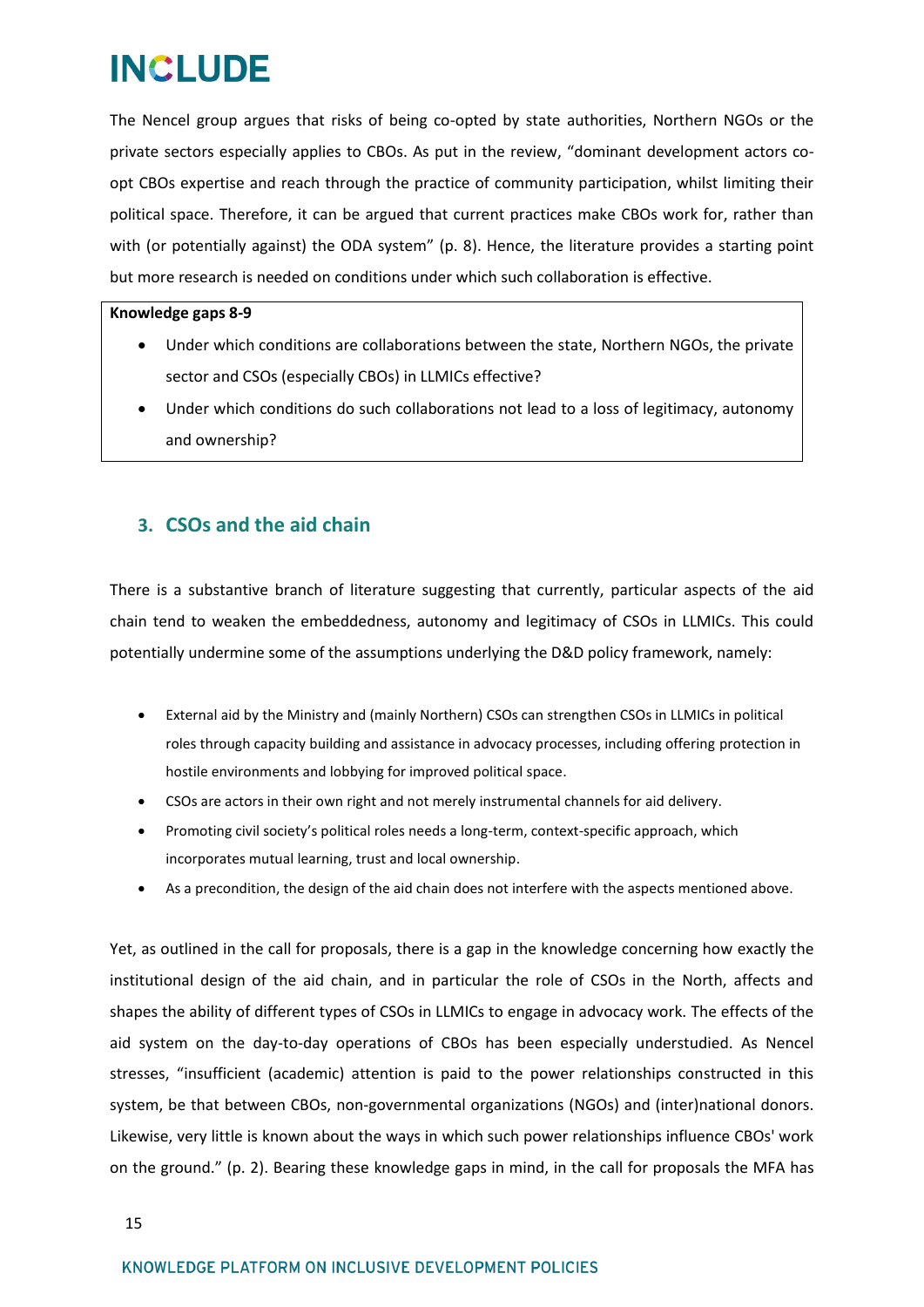The Nencel group argues that risks of being co-opted by state authorities, Northern NGOs or the private sectors especially applies to CBOs. As put in the review, "dominant development actors co-opt CBOs expertise and reach through the practice of community participation, whilst limiting their political space. Therefore, it can be argued that current practices make CBOs work for, rather than with (or potentially against) the ODA system" (p. 8). Hence, the literature provides a starting point but more research is needed on conditions under which such collaboration is effective.

**Knowledge gaps 8-9**

- Under which conditions are collaborations between the state, Northern NGOs, the private sector and CSOs (especially CBOs) in LLMICs effective?
- Under which conditions do such collaborations not lead to a loss of legitimacy, autonomy and ownership?

## 3. CSOs and the aid chain

There is a substantive branch of literature suggesting that currently, particular aspects of the aid chain tend to weaken the embeddedness, autonomy and legitimacy of CSOs in LLMICs. This could potentially undermine some of the assumptions underlying the D&D policy framework, namely:

- External aid by the Ministry and (mainly Northern) CSOs can strengthen CSOs in LLMICs in political roles through capacity building and assistance in advocacy processes, including offering protection in hostile environments and lobbying for improved political space.
- CSOs are actors in their own right and not merely instrumental channels for aid delivery.
- Promoting civil society's political roles needs a long-term, context-specific approach, which incorporates mutual learning, trust and local ownership.
- As a precondition, the design of the aid chain does not interfere with the aspects mentioned above.

Yet, as outlined in the call for proposals, there is a gap in the knowledge concerning how exactly the institutional design of the aid chain, and in particular the role of CSOs in the North, affects and shapes the ability of different types of CSOs in LLMICs to engage in advocacy work. The effects of the aid system on the day-to-day operations of CBOs has been especially understudied. As Nencel stresses, "insufficient (academic) attention is paid to the power relationships constructed in this system, be that between CBOs, non-governmental organizations (NGOs) and (inter)national donors. Likewise, very little is known about the ways in which such power relationships influence CBOs' work on the ground." (p. 2). Bearing these knowledge gaps in mind, in the call for proposals the MFA has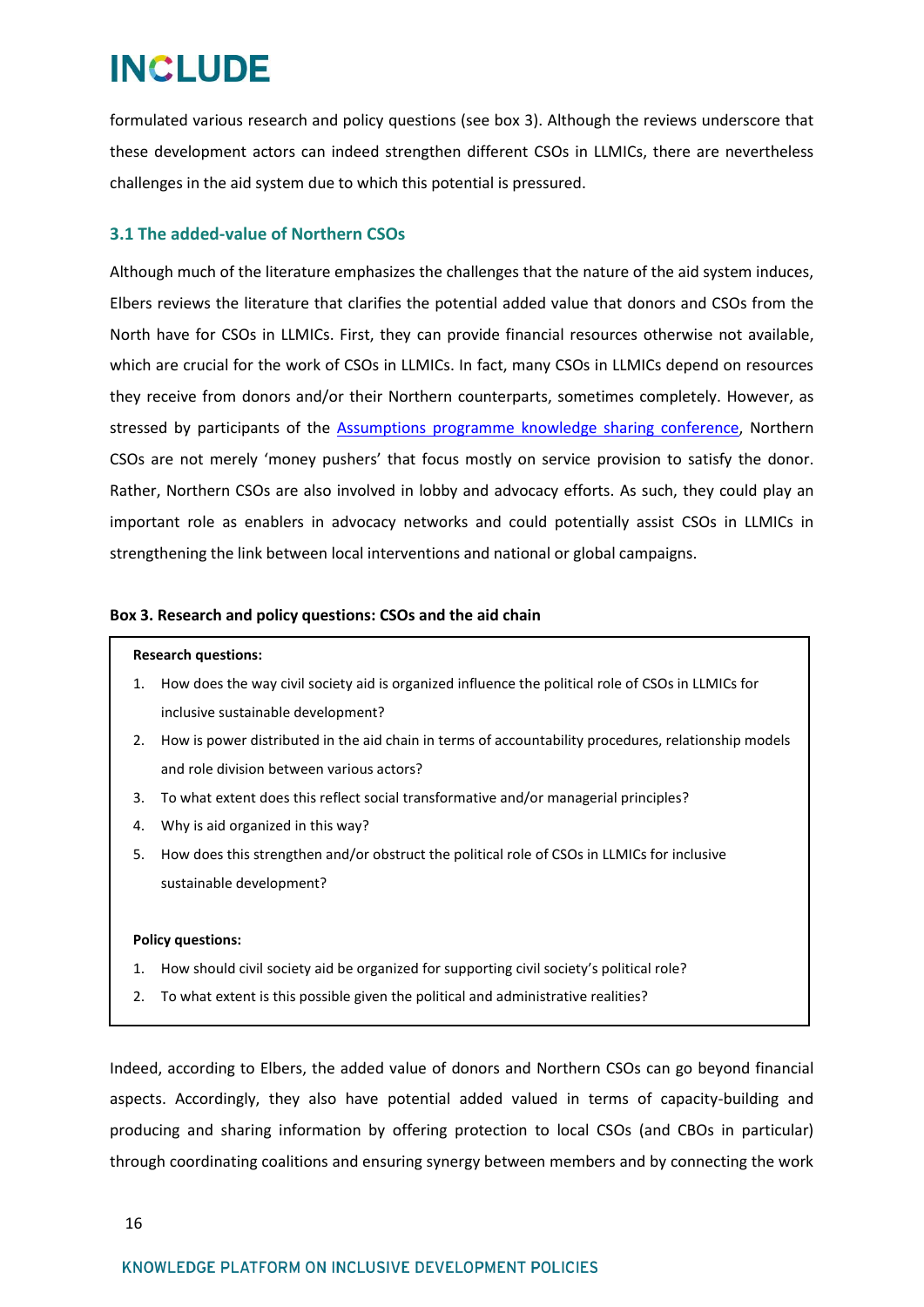formulated various research and policy questions (see box 3). Although the reviews underscore that these development actors can indeed strengthen different CSOs in LLMICs, there are nevertheless challenges in the aid system due to which this potential is pressured.

### 3.1 The added-value of Northern CSOs

Although much of the literature emphasizes the challenges that the nature of the aid system induces, Elbers reviews the literature that clarifies the potential added value that donors and CSOs from the North have for CSOs in LLMICs. First, they can provide financial resources otherwise not available, which are crucial for the work of CSOs in LLMICs. In fact, many CSOs in LLMICs depend on resources they receive from donors and/or their Northern counterparts, sometimes completely. However, as stressed by participants of the [Assumptions programme knowledge sharing conference](), Northern CSOs are not merely 'money pushers' that focus mostly on service provision to satisfy the donor. Rather, Northern CSOs are also involved in lobby and advocacy efforts. As such, they could play an important role as enablers in advocacy networks and could potentially assist CSOs in LLMICs in strengthening the link between local interventions and national or global campaigns.

**Box 3. Research and policy questions: CSOs and the aid chain**

**Research questions:**

1. How does the way civil society aid is organized influence the political role of CSOs in LLMICs for inclusive sustainable development?
2. How is power distributed in the aid chain in terms of accountability procedures, relationship models and role division between various actors?
3. To what extent does this reflect social transformative and/or managerial principles?
4. Why is aid organized in this way?
5. How does this strengthen and/or obstruct the political role of CSOs in LLMICs for inclusive sustainable development?

**Policy questions:**

1. How should civil society aid be organized for supporting civil society's political role?
2. To what extent is this possible given the political and administrative realities?

Indeed, according to Elbers, the added value of donors and Northern CSOs can go beyond financial aspects. Accordingly, they also have potential added valued in terms of capacity-building and producing and sharing information by offering protection to local CSOs (and CBOs in particular) through coordinating coalitions and ensuring synergy between members and by connecting the work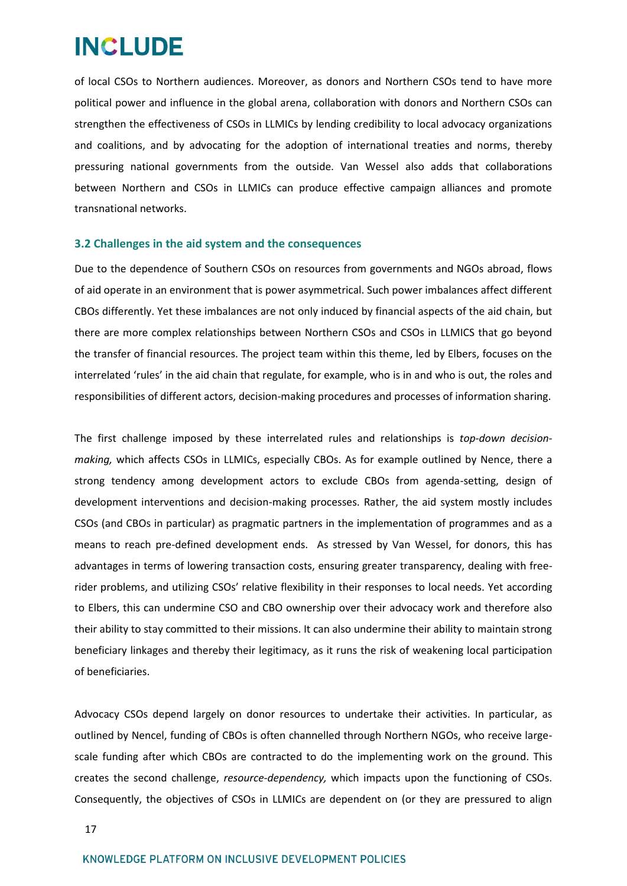of local CSOs to Northern audiences. Moreover, as donors and Northern CSOs tend to have more political power and influence in the global arena, collaboration with donors and Northern CSOs can strengthen the effectiveness of CSOs in LLMICs by lending credibility to local advocacy organizations and coalitions, and by advocating for the adoption of international treaties and norms, thereby pressuring national governments from the outside. Van Wessel also adds that collaborations between Northern and CSOs in LLMICs can produce effective campaign alliances and promote transnational networks.

### 3.2 Challenges in the aid system and the consequences

Due to the dependence of Southern CSOs on resources from governments and NGOs abroad, flows of aid operate in an environment that is power asymmetrical. Such power imbalances affect different CBOs differently. Yet these imbalances are not only induced by financial aspects of the aid chain, but there are more complex relationships between Northern CSOs and CSOs in LLMICS that go beyond the transfer of financial resources. The project team within this theme, led by Elbers, focuses on the interrelated 'rules' in the aid chain that regulate, for example, who is in and who is out, the roles and responsibilities of different actors, decision-making procedures and processes of information sharing.

The first challenge imposed by these interrelated rules and relationships is *top-down decision-making,* which affects CSOs in LLMICs, especially CBOs. As for example outlined by Nence, there a strong tendency among development actors to exclude CBOs from agenda-setting, design of development interventions and decision-making processes. Rather, the aid system mostly includes CSOs (and CBOs in particular) as pragmatic partners in the implementation of programmes and as a means to reach pre-defined development ends. As stressed by Van Wessel, for donors, this has advantages in terms of lowering transaction costs, ensuring greater transparency, dealing with free-rider problems, and utilizing CSOs' relative flexibility in their responses to local needs. Yet according to Elbers, this can undermine CSO and CBO ownership over their advocacy work and therefore also their ability to stay committed to their missions. It can also undermine their ability to maintain strong beneficiary linkages and thereby their legitimacy, as it runs the risk of weakening local participation of beneficiaries.

Advocacy CSOs depend largely on donor resources to undertake their activities. In particular, as outlined by Nencel, funding of CBOs is often channelled through Northern NGOs, who receive large-scale funding after which CBOs are contracted to do the implementing work on the ground. This creates the second challenge, *resource-dependency,* which impacts upon the functioning of CSOs. Consequently, the objectives of CSOs in LLMICs are dependent on (or they are pressured to align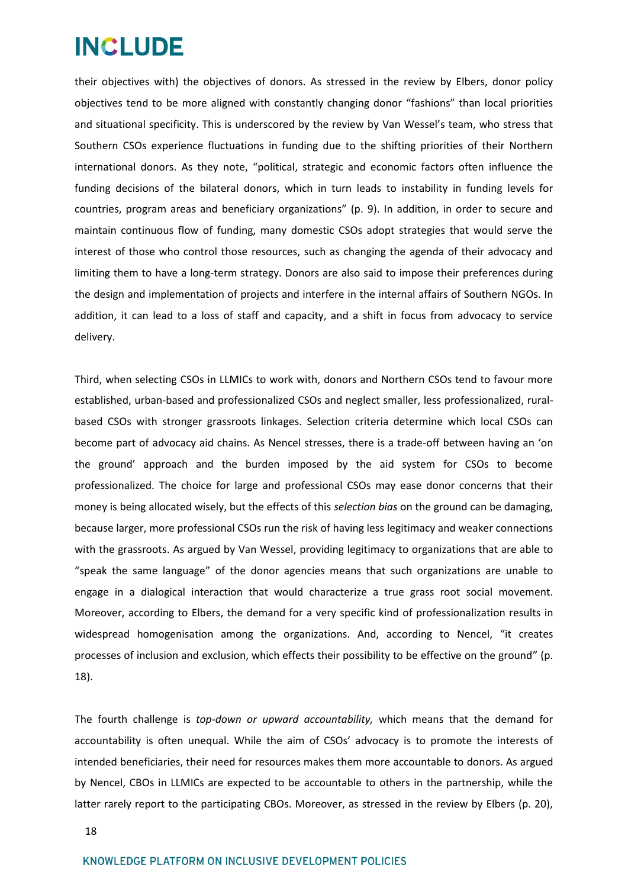their objectives with) the objectives of donors. As stressed in the review by Elbers, donor policy objectives tend to be more aligned with constantly changing donor "fashions" than local priorities and situational specificity. This is underscored by the review by Van Wessel's team, who stress that Southern CSOs experience fluctuations in funding due to the shifting priorities of their Northern international donors. As they note, "political, strategic and economic factors often influence the funding decisions of the bilateral donors, which in turn leads to instability in funding levels for countries, program areas and beneficiary organizations" (p. 9). In addition, in order to secure and maintain continuous flow of funding, many domestic CSOs adopt strategies that would serve the interest of those who control those resources, such as changing the agenda of their advocacy and limiting them to have a long-term strategy. Donors are also said to impose their preferences during the design and implementation of projects and interfere in the internal affairs of Southern NGOs. In addition, it can lead to a loss of staff and capacity, and a shift in focus from advocacy to service delivery.

Third, when selecting CSOs in LLMICs to work with, donors and Northern CSOs tend to favour more established, urban-based and professionalized CSOs and neglect smaller, less professionalized, rural-based CSOs with stronger grassroots linkages. Selection criteria determine which local CSOs can become part of advocacy aid chains. As Nencel stresses, there is a trade-off between having an 'on the ground' approach and the burden imposed by the aid system for CSOs to become professionalized. The choice for large and professional CSOs may ease donor concerns that their money is being allocated wisely, but the effects of this *selection bias* on the ground can be damaging, because larger, more professional CSOs run the risk of having less legitimacy and weaker connections with the grassroots. As argued by Van Wessel, providing legitimacy to organizations that are able to "speak the same language" of the donor agencies means that such organizations are unable to engage in a dialogical interaction that would characterize a true grass root social movement. Moreover, according to Elbers, the demand for a very specific kind of professionalization results in widespread homogenisation among the organizations. And, according to Nencel, "it creates processes of inclusion and exclusion, which effects their possibility to be effective on the ground" (p. 18).

The fourth challenge is *top-down or upward accountability,* which means that the demand for accountability is often unequal. While the aim of CSOs' advocacy is to promote the interests of intended beneficiaries, their need for resources makes them more accountable to donors. As argued by Nencel, CBOs in LLMICs are expected to be accountable to others in the partnership, while the latter rarely report to the participating CBOs. Moreover, as stressed in the review by Elbers (p. 20),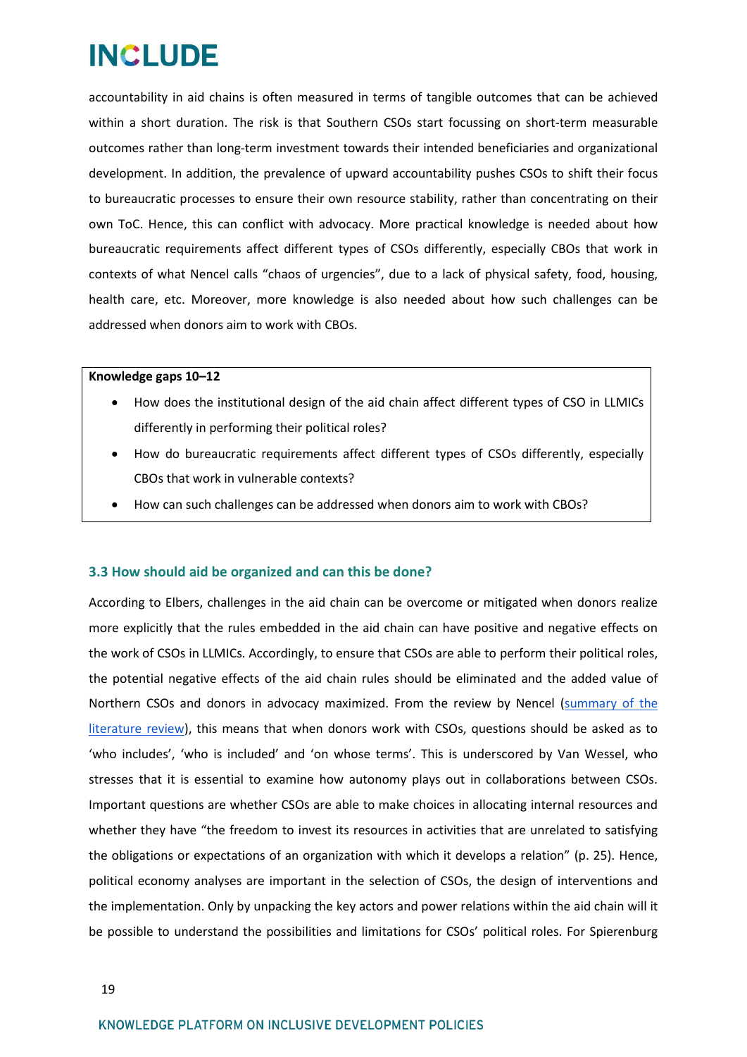accountability in aid chains is often measured in terms of tangible outcomes that can be achieved within a short duration. The risk is that Southern CSOs start focussing on short-term measurable outcomes rather than long-term investment towards their intended beneficiaries and organizational development. In addition, the prevalence of upward accountability pushes CSOs to shift their focus to bureaucratic processes to ensure their own resource stability, rather than concentrating on their own ToC. Hence, this can conflict with advocacy. More practical knowledge is needed about how bureaucratic requirements affect different types of CSOs differently, especially CBOs that work in contexts of what Nencel calls "chaos of urgencies", due to a lack of physical safety, food, housing, health care, etc. Moreover, more knowledge is also needed about how such challenges can be addressed when donors aim to work with CBOs.

**Knowledge gaps 10–12**

- How does the institutional design of the aid chain affect different types of CSO in LLMICs differently in performing their political roles?
- How do bureaucratic requirements affect different types of CSOs differently, especially CBOs that work in vulnerable contexts?
- How can such challenges can be addressed when donors aim to work with CBOs?

### 3.3 How should aid be organized and can this be done?

According to Elbers, challenges in the aid chain can be overcome or mitigated when donors realize more explicitly that the rules embedded in the aid chain can have positive and negative effects on the work of CSOs in LLMICs. Accordingly, to ensure that CSOs are able to perform their political roles, the potential negative effects of the aid chain rules should be eliminated and the added value of Northern CSOs and donors in advocacy maximized. From the review by Nencel (summary of the literature review), this means that when donors work with CSOs, questions should be asked as to 'who includes', 'who is included' and 'on whose terms'. This is underscored by Van Wessel, who stresses that it is essential to examine how autonomy plays out in collaborations between CSOs. Important questions are whether CSOs are able to make choices in allocating internal resources and whether they have "the freedom to invest its resources in activities that are unrelated to satisfying the obligations or expectations of an organization with which it develops a relation" (p. 25). Hence, political economy analyses are important in the selection of CSOs, the design of interventions and the implementation. Only by unpacking the key actors and power relations within the aid chain will it be possible to understand the possibilities and limitations for CSOs' political roles. For Spierenburg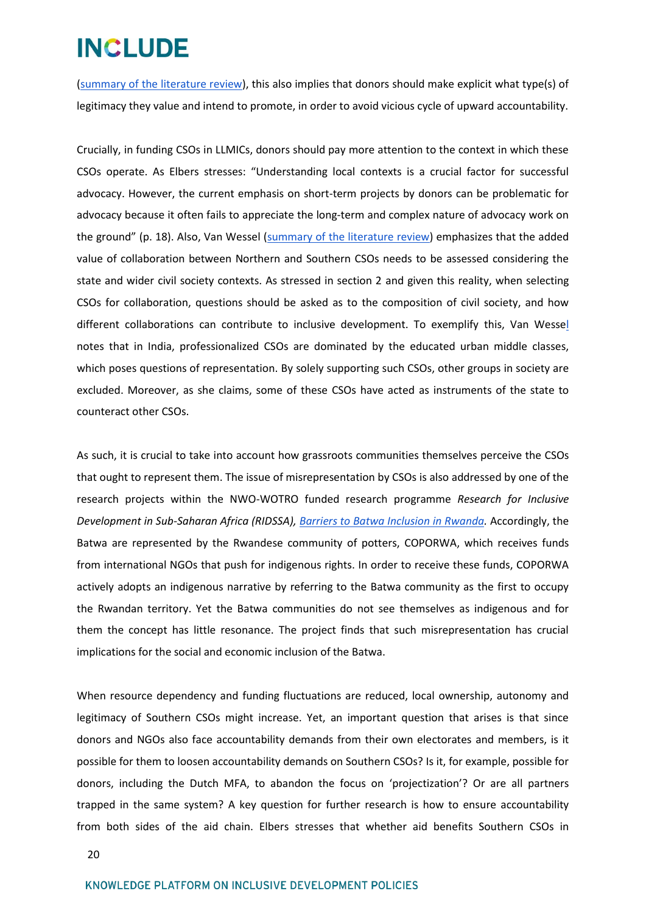(summary of the literature review), this also implies that donors should make explicit what type(s) of legitimacy they value and intend to promote, in order to avoid vicious cycle of upward accountability.

Crucially, in funding CSOs in LLMICs, donors should pay more attention to the context in which these CSOs operate. As Elbers stresses: "Understanding local contexts is a crucial factor for successful advocacy. However, the current emphasis on short-term projects by donors can be problematic for advocacy because it often fails to appreciate the long-term and complex nature of advocacy work on the ground" (p. 18). Also, Van Wessel (summary of the literature review) emphasizes that the added value of collaboration between Northern and Southern CSOs needs to be assessed considering the state and wider civil society contexts. As stressed in section 2 and given this reality, when selecting CSOs for collaboration, questions should be asked as to the composition of civil society, and how different collaborations can contribute to inclusive development. To exemplify this, Van Wessel notes that in India, professionalized CSOs are dominated by the educated urban middle classes, which poses questions of representation. By solely supporting such CSOs, other groups in society are excluded. Moreover, as she claims, some of these CSOs have acted as instruments of the state to counteract other CSOs.

As such, it is crucial to take into account how grassroots communities themselves perceive the CSOs that ought to represent them. The issue of misrepresentation by CSOs is also addressed by one of the research projects within the NWO-WOTRO funded research programme *Research for Inclusive Development in Sub-Saharan Africa (RIDSSA), Barriers to Batwa Inclusion in Rwanda*. Accordingly, the Batwa are represented by the Rwandese community of potters, COPORWA, which receives funds from international NGOs that push for indigenous rights. In order to receive these funds, COPORWA actively adopts an indigenous narrative by referring to the Batwa community as the first to occupy the Rwandan territory. Yet the Batwa communities do not see themselves as indigenous and for them the concept has little resonance. The project finds that such misrepresentation has crucial implications for the social and economic inclusion of the Batwa.

When resource dependency and funding fluctuations are reduced, local ownership, autonomy and legitimacy of Southern CSOs might increase. Yet, an important question that arises is that since donors and NGOs also face accountability demands from their own electorates and members, is it possible for them to loosen accountability demands on Southern CSOs? Is it, for example, possible for donors, including the Dutch MFA, to abandon the focus on 'projectization'? Or are all partners trapped in the same system? A key question for further research is how to ensure accountability from both sides of the aid chain. Elbers stresses that whether aid benefits Southern CSOs in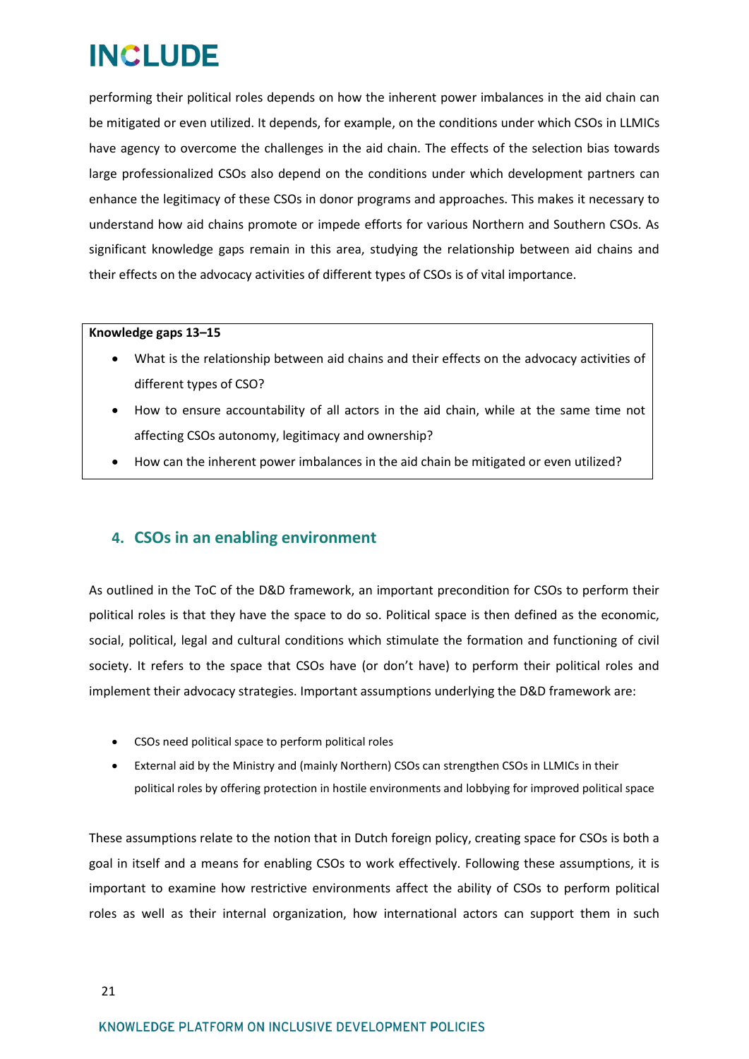performing their political roles depends on how the inherent power imbalances in the aid chain can be mitigated or even utilized. It depends, for example, on the conditions under which CSOs in LLMICs have agency to overcome the challenges in the aid chain. The effects of the selection bias towards large professionalized CSOs also depend on the conditions under which development partners can enhance the legitimacy of these CSOs in donor programs and approaches. This makes it necessary to understand how aid chains promote or impede efforts for various Northern and Southern CSOs. As significant knowledge gaps remain in this area, studying the relationship between aid chains and their effects on the advocacy activities of different types of CSOs is of vital importance.

**Knowledge gaps 13–15**

- What is the relationship between aid chains and their effects on the advocacy activities of different types of CSO?
- How to ensure accountability of all actors in the aid chain, while at the same time not affecting CSOs autonomy, legitimacy and ownership?
- How can the inherent power imbalances in the aid chain be mitigated or even utilized?

## 4. CSOs in an enabling environment

As outlined in the ToC of the D&D framework, an important precondition for CSOs to perform their political roles is that they have the space to do so. Political space is then defined as the economic, social, political, legal and cultural conditions which stimulate the formation and functioning of civil society. It refers to the space that CSOs have (or don't have) to perform their political roles and implement their advocacy strategies. Important assumptions underlying the D&D framework are:

- CSOs need political space to perform political roles
- External aid by the Ministry and (mainly Northern) CSOs can strengthen CSOs in LLMICs in their political roles by offering protection in hostile environments and lobbying for improved political space

These assumptions relate to the notion that in Dutch foreign policy, creating space for CSOs is both a goal in itself and a means for enabling CSOs to work effectively. Following these assumptions, it is important to examine how restrictive environments affect the ability of CSOs to perform political roles as well as their internal organization, how international actors can support them in such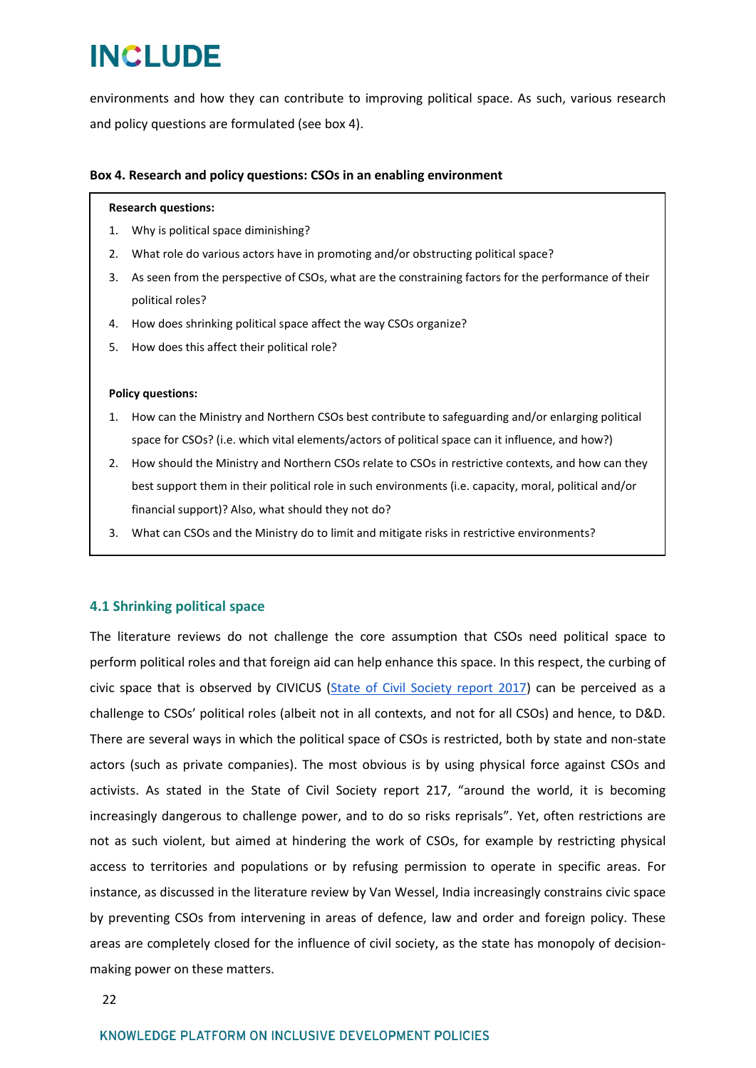environments and how they can contribute to improving political space. As such, various research and policy questions are formulated (see box 4).

**Box 4. Research and policy questions: CSOs in an enabling environment**

**Research questions:**

1. Why is political space diminishing?
2. What role do various actors have in promoting and/or obstructing political space?
3. As seen from the perspective of CSOs, what are the constraining factors for the performance of their political roles?
4. How does shrinking political space affect the way CSOs organize?
5. How does this affect their political role?

**Policy questions:**

1. How can the Ministry and Northern CSOs best contribute to safeguarding and/or enlarging political space for CSOs? (i.e. which vital elements/actors of political space can it influence, and how?)
2. How should the Ministry and Northern CSOs relate to CSOs in restrictive contexts, and how can they best support them in their political role in such environments (i.e. capacity, moral, political and/or financial support)? Also, what should they not do?
3. What can CSOs and the Ministry do to limit and mitigate risks in restrictive environments?

### 4.1 Shrinking political space

The literature reviews do not challenge the core assumption that CSOs need political space to perform political roles and that foreign aid can help enhance this space. In this respect, the curbing of civic space that is observed by CIVICUS ([State of Civil Society report 2017]) can be perceived as a challenge to CSOs' political roles (albeit not in all contexts, and not for all CSOs) and hence, to D&D. There are several ways in which the political space of CSOs is restricted, both by state and non-state actors (such as private companies). The most obvious is by using physical force against CSOs and activists. As stated in the State of Civil Society report 217, "around the world, it is becoming increasingly dangerous to challenge power, and to do so risks reprisals". Yet, often restrictions are not as such violent, but aimed at hindering the work of CSOs, for example by restricting physical access to territories and populations or by refusing permission to operate in specific areas. For instance, as discussed in the literature review by Van Wessel, India increasingly constrains civic space by preventing CSOs from intervening in areas of defence, law and order and foreign policy. These areas are completely closed for the influence of civil society, as the state has monopoly of decision-making power on these matters.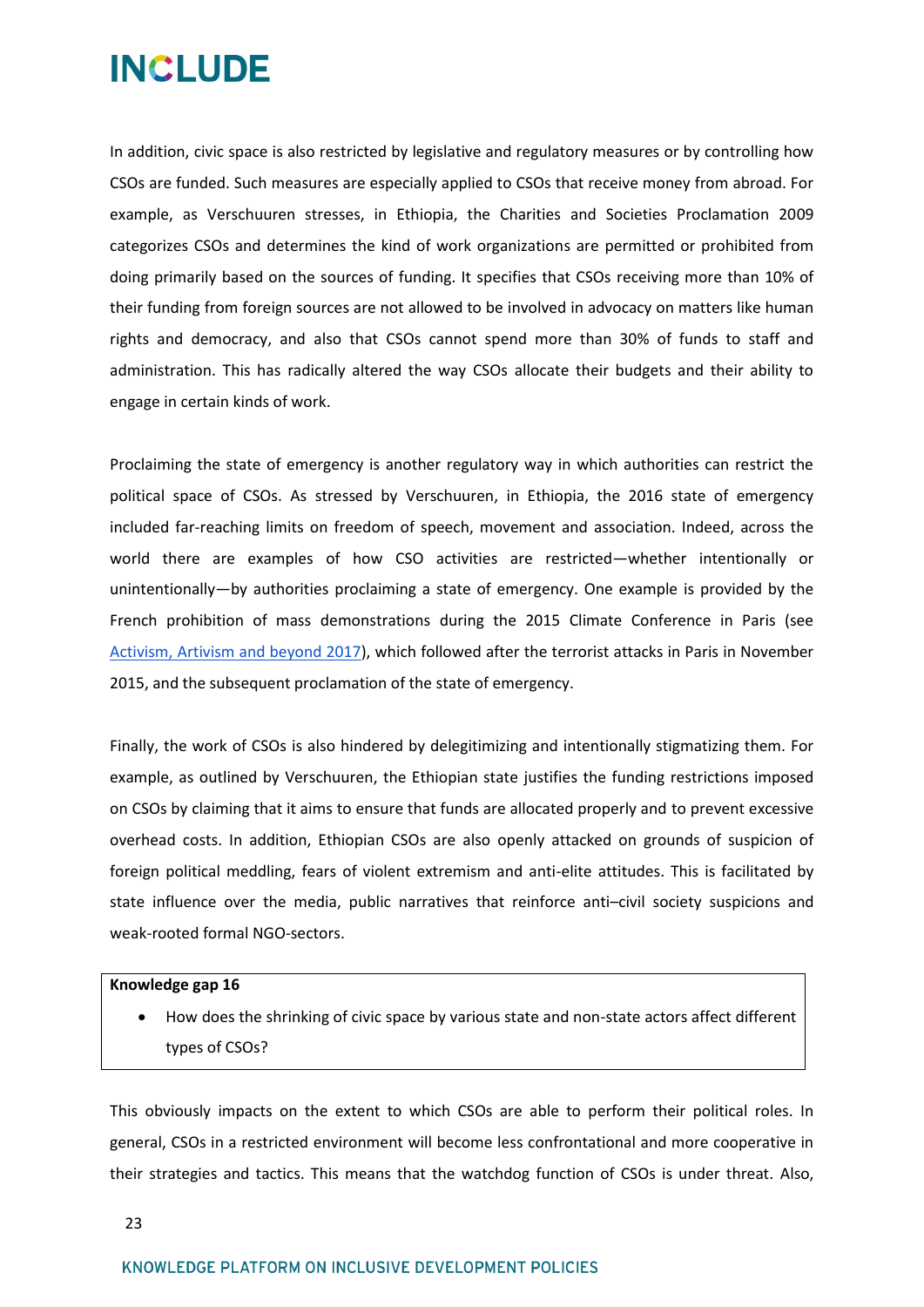In addition, civic space is also restricted by legislative and regulatory measures or by controlling how CSOs are funded. Such measures are especially applied to CSOs that receive money from abroad. For example, as Verschuuren stresses, in Ethiopia, the Charities and Societies Proclamation 2009 categorizes CSOs and determines the kind of work organizations are permitted or prohibited from doing primarily based on the sources of funding. It specifies that CSOs receiving more than 10% of their funding from foreign sources are not allowed to be involved in advocacy on matters like human rights and democracy, and also that CSOs cannot spend more than 30% of funds to staff and administration. This has radically altered the way CSOs allocate their budgets and their ability to engage in certain kinds of work.

Proclaiming the state of emergency is another regulatory way in which authorities can restrict the political space of CSOs. As stressed by Verschuuren, in Ethiopia, the 2016 state of emergency included far-reaching limits on freedom of speech, movement and association. Indeed, across the world there are examples of how CSO activities are restricted—whether intentionally or unintentionally—by authorities proclaiming a state of emergency. One example is provided by the French prohibition of mass demonstrations during the 2015 Climate Conference in Paris (see [Activism, Artivism and beyond 2017]), which followed after the terrorist attacks in Paris in November 2015, and the subsequent proclamation of the state of emergency.

Finally, the work of CSOs is also hindered by delegitimizing and intentionally stigmatizing them. For example, as outlined by Verschuuren, the Ethiopian state justifies the funding restrictions imposed on CSOs by claiming that it aims to ensure that funds are allocated properly and to prevent excessive overhead costs. In addition, Ethiopian CSOs are also openly attacked on grounds of suspicion of foreign political meddling, fears of violent extremism and anti-elite attitudes. This is facilitated by state influence over the media, public narratives that reinforce anti–civil society suspicions and weak-rooted formal NGO-sectors.

**Knowledge gap 16**

- How does the shrinking of civic space by various state and non-state actors affect different types of CSOs?

This obviously impacts on the extent to which CSOs are able to perform their political roles. In general, CSOs in a restricted environment will become less confrontational and more cooperative in their strategies and tactics. This means that the watchdog function of CSOs is under threat. Also,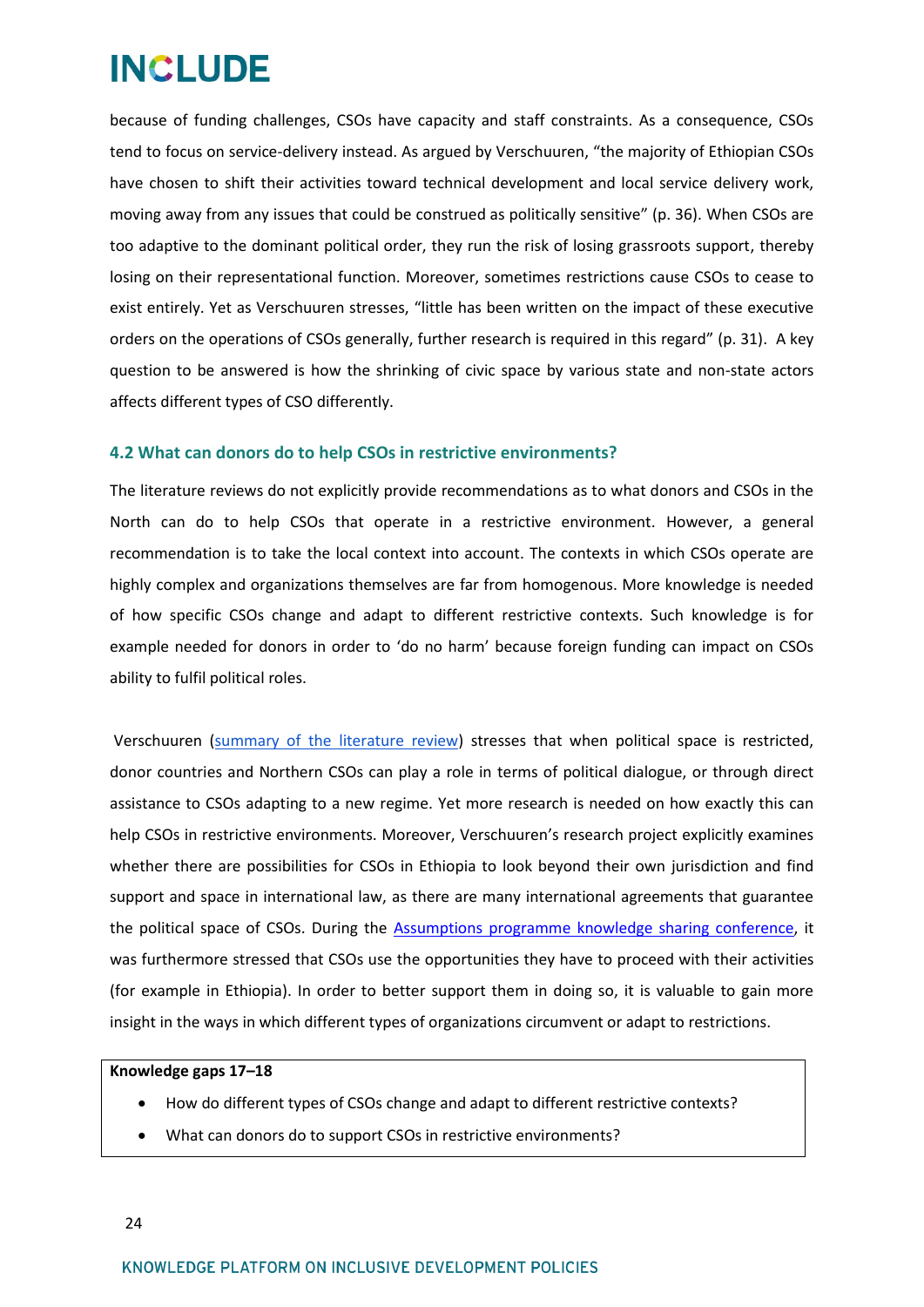because of funding challenges, CSOs have capacity and staff constraints. As a consequence, CSOs tend to focus on service-delivery instead. As argued by Verschuuren, "the majority of Ethiopian CSOs have chosen to shift their activities toward technical development and local service delivery work, moving away from any issues that could be construed as politically sensitive" (p. 36). When CSOs are too adaptive to the dominant political order, they run the risk of losing grassroots support, thereby losing on their representational function. Moreover, sometimes restrictions cause CSOs to cease to exist entirely. Yet as Verschuuren stresses, "little has been written on the impact of these executive orders on the operations of CSOs generally, further research is required in this regard" (p. 31). A key question to be answered is how the shrinking of civic space by various state and non-state actors affects different types of CSO differently.

### 4.2 What can donors do to help CSOs in restrictive environments?

The literature reviews do not explicitly provide recommendations as to what donors and CSOs in the North can do to help CSOs that operate in a restrictive environment. However, a general recommendation is to take the local context into account. The contexts in which CSOs operate are highly complex and organizations themselves are far from homogenous. More knowledge is needed of how specific CSOs change and adapt to different restrictive contexts. Such knowledge is for example needed for donors in order to 'do no harm' because foreign funding can impact on CSOs ability to fulfil political roles.

Verschuuren (summary of the literature review) stresses that when political space is restricted, donor countries and Northern CSOs can play a role in terms of political dialogue, or through direct assistance to CSOs adapting to a new regime. Yet more research is needed on how exactly this can help CSOs in restrictive environments. Moreover, Verschuuren's research project explicitly examines whether there are possibilities for CSOs in Ethiopia to look beyond their own jurisdiction and find support and space in international law, as there are many international agreements that guarantee the political space of CSOs. During the Assumptions programme knowledge sharing conference, it was furthermore stressed that CSOs use the opportunities they have to proceed with their activities (for example in Ethiopia). In order to better support them in doing so, it is valuable to gain more insight in the ways in which different types of organizations circumvent or adapt to restrictions.

**Knowledge gaps 17–18**

- How do different types of CSOs change and adapt to different restrictive contexts?
- What can donors do to support CSOs in restrictive environments?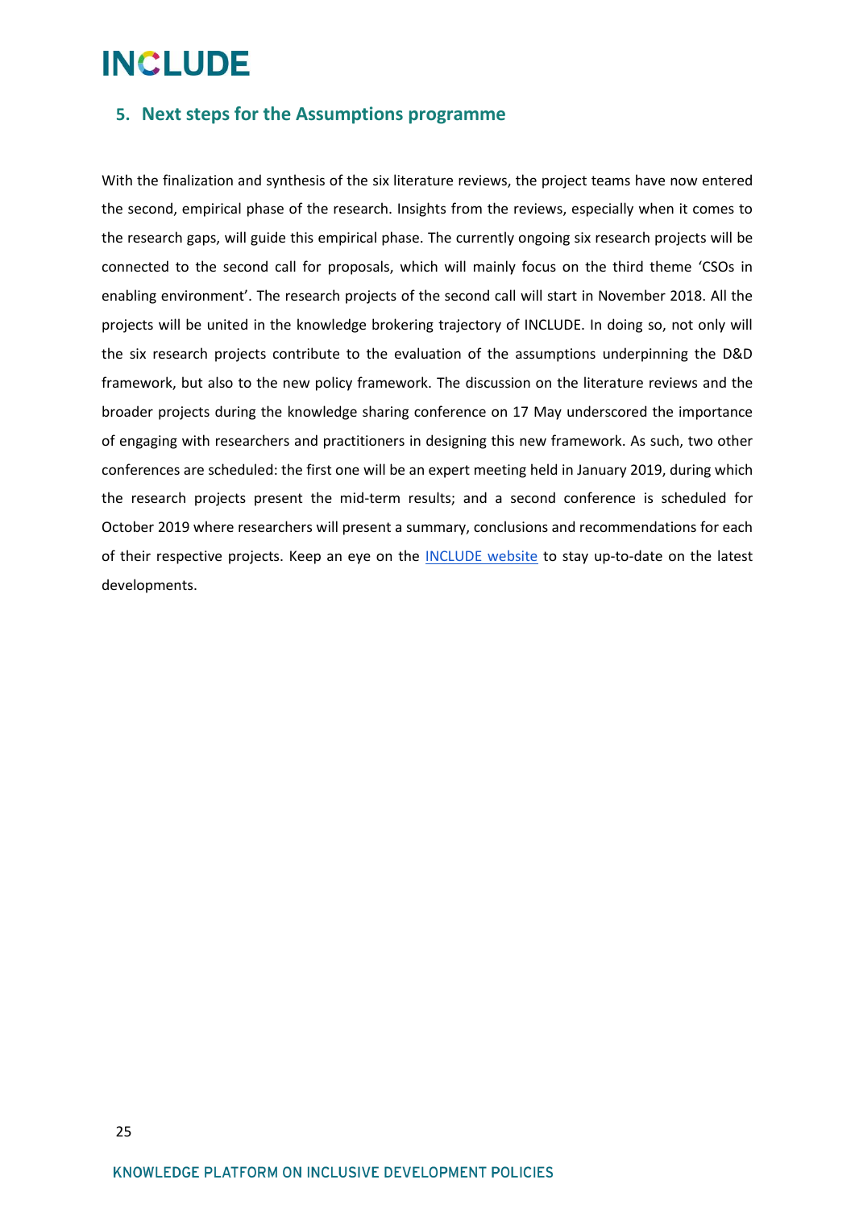## 5. Next steps for the Assumptions programme

With the finalization and synthesis of the six literature reviews, the project teams have now entered the second, empirical phase of the research. Insights from the reviews, especially when it comes to the research gaps, will guide this empirical phase. The currently ongoing six research projects will be connected to the second call for proposals, which will mainly focus on the third theme 'CSOs in enabling environment'. The research projects of the second call will start in November 2018. All the projects will be united in the knowledge brokering trajectory of INCLUDE. In doing so, not only will the six research projects contribute to the evaluation of the assumptions underpinning the D&D framework, but also to the new policy framework. The discussion on the literature reviews and the broader projects during the knowledge sharing conference on 17 May underscored the importance of engaging with researchers and practitioners in designing this new framework. As such, two other conferences are scheduled: the first one will be an expert meeting held in January 2019, during which the research projects present the mid-term results; and a second conference is scheduled for October 2019 where researchers will present a summary, conclusions and recommendations for each of their respective projects. Keep an eye on the [INCLUDE website] to stay up-to-date on the latest developments.